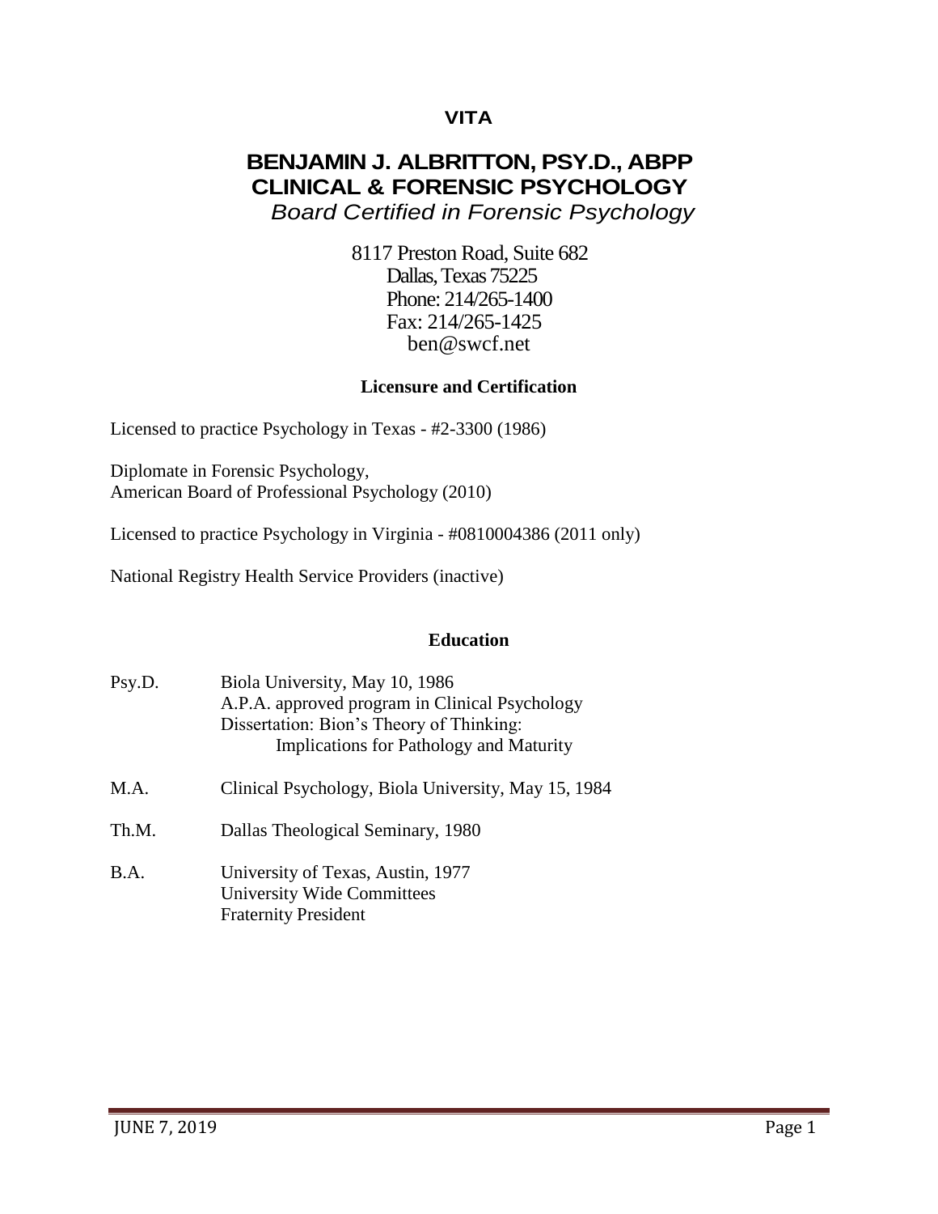**VITA**

# BENJAMIN J. ALBRITTON, PSY.D., ABPP
# CLINICAL & FORENSIC PSYCHOLOGY
*Board Certified in Forensic Psychology*

8117 Preston Road, Suite 682
Dallas, Texas 75225
Phone: 214/265-1400
Fax: 214/265-1425
ben@swcf.net

## Licensure and Certification

Licensed to practice Psychology in Texas - #2-3300 (1986)

Diplomate in Forensic Psychology,
American Board of Professional Psychology (2010)

Licensed to practice Psychology in Virginia - #0810004386 (2011 only)

National Registry Health Service Providers (inactive)

## Education

Psy.D. Biola University, May 10, 1986
A.P.A. approved program in Clinical Psychology
Dissertation: Bion's Theory of Thinking:
Implications for Pathology and Maturity

M.A. Clinical Psychology, Biola University, May 15, 1984

Th.M. Dallas Theological Seminary, 1980

B.A. University of Texas, Austin, 1977
University Wide Committees
Fraternity President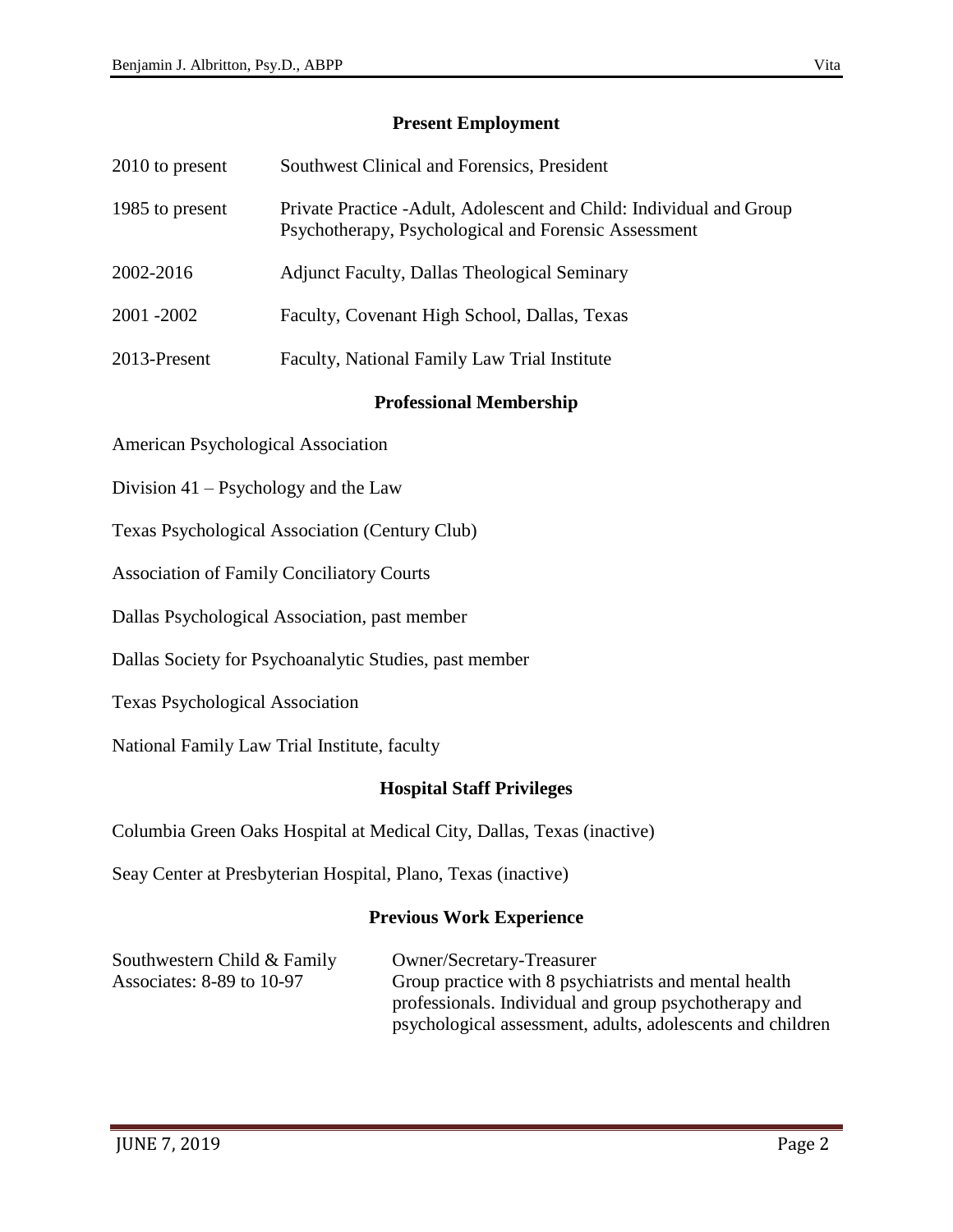## Present Employment

| | |
|---|---|
| 2010 to present | Southwest Clinical and Forensics, President |
| 1985 to present | Private Practice -Adult, Adolescent and Child: Individual and Group Psychotherapy, Psychological and Forensic Assessment |
| 2002-2016 | Adjunct Faculty, Dallas Theological Seminary |
| 2001 -2002 | Faculty, Covenant High School, Dallas, Texas |
| 2013-Present | Faculty, National Family Law Trial Institute |

## Professional Membership

American Psychological Association

Division 41 – Psychology and the Law

Texas Psychological Association (Century Club)

Association of Family Conciliatory Courts

Dallas Psychological Association, past member

Dallas Society for Psychoanalytic Studies, past member

Texas Psychological Association

National Family Law Trial Institute, faculty

## Hospital Staff Privileges

Columbia Green Oaks Hospital at Medical City, Dallas, Texas (inactive)

Seay Center at Presbyterian Hospital, Plano, Texas (inactive)

## Previous Work Experience

| | |
|---|---|
| Southwestern Child & Family Associates: 8-89 to 10-97 | Owner/Secretary-Treasurer<br>Group practice with 8 psychiatrists and mental health professionals. Individual and group psychotherapy and psychological assessment, adults, adolescents and children |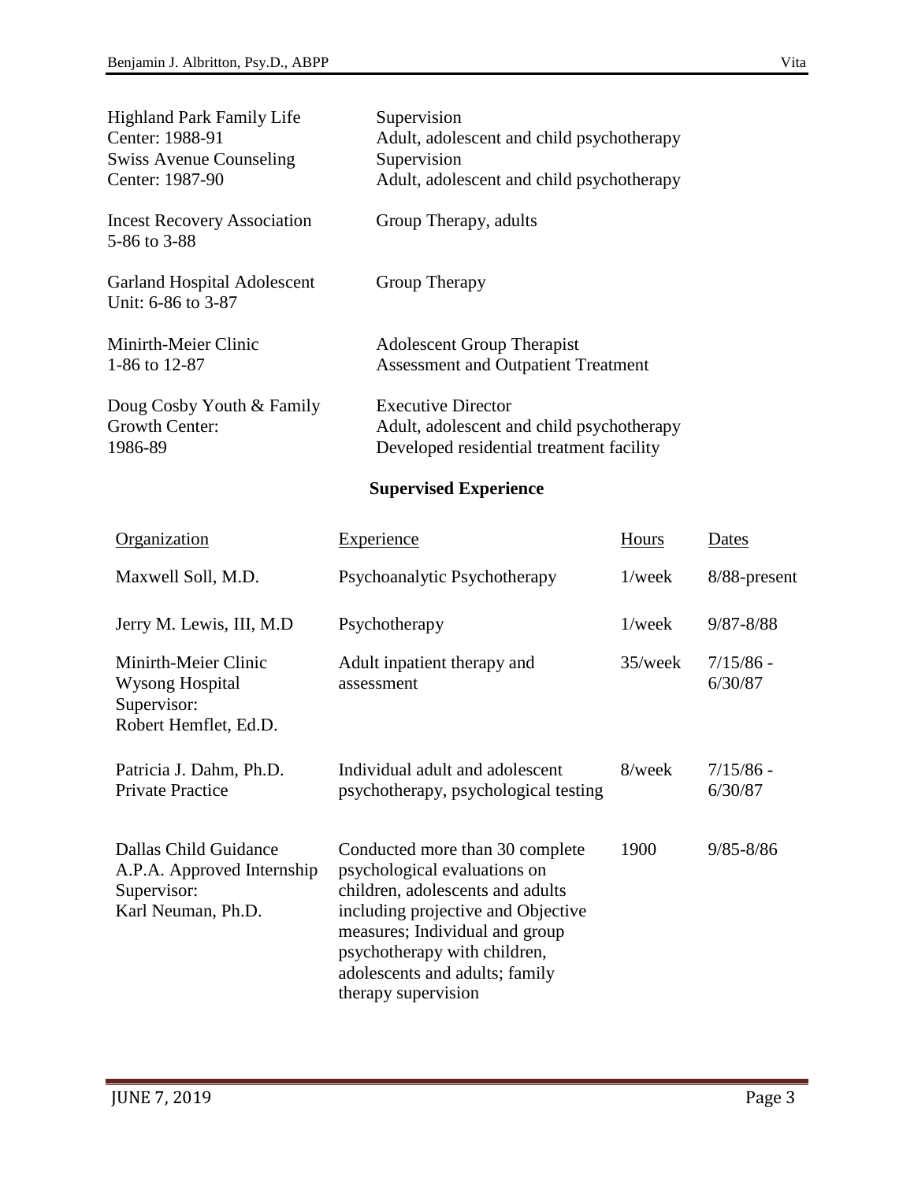| | |
|---|---|
| Highland Park Family Life Center: 1988-91 | Supervision<br>Adult, adolescent and child psychotherapy |
| Swiss Avenue Counseling Center: 1987-90 | Supervision<br>Adult, adolescent and child psychotherapy |
| Incest Recovery Association 5-86 to 3-88 | Group Therapy, adults |
| Garland Hospital Adolescent Unit: 6-86 to 3-87 | Group Therapy |
| Minirth-Meier Clinic 1-86 to 12-87 | Adolescent Group Therapist<br>Assessment and Outpatient Treatment |
| Doug Cosby Youth & Family Growth Center: 1986-89 | Executive Director<br>Adult, adolescent and child psychotherapy<br>Developed residential treatment facility |

## Supervised Experience

| Organization | Experience | Hours | Dates |
|---|---|---|---|
| Maxwell Soll, M.D. | Psychoanalytic Psychotherapy | 1/week | 8/88-present |
| Jerry M. Lewis, III, M.D | Psychotherapy | 1/week | 9/87-8/88 |
| Minirth-Meier Clinic<br>Wysong Hospital<br>Supervisor:<br>Robert Hemflet, Ed.D. | Adult inpatient therapy and assessment | 35/week | 7/15/86 - 6/30/87 |
| Patricia J. Dahm, Ph.D.<br>Private Practice | Individual adult and adolescent psychotherapy, psychological testing | 8/week | 7/15/86 - 6/30/87 |
| Dallas Child Guidance<br>A.P.A. Approved Internship<br>Supervisor:<br>Karl Neuman, Ph.D. | Conducted more than 30 complete psychological evaluations on children, adolescents and adults including projective and Objective measures; Individual and group psychotherapy with children, adolescents and adults; family therapy supervision | 1900 | 9/85-8/86 |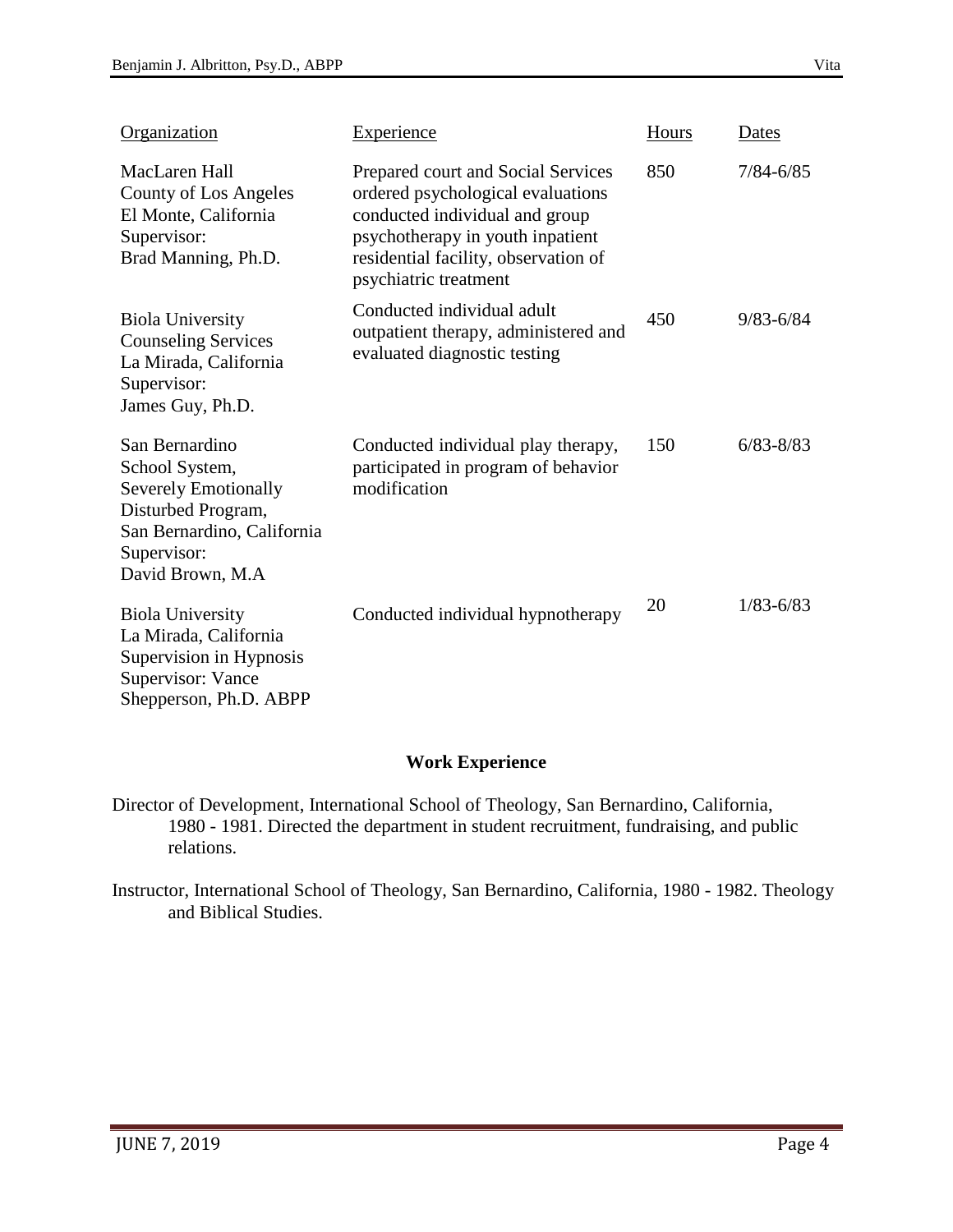| Organization | Experience | Hours | Dates |
| --- | --- | --- | --- |
| MacLaren Hall<br>County of Los Angeles<br>El Monte, California<br>Supervisor:<br>Brad Manning, Ph.D. | Prepared court and Social Services ordered psychological evaluations conducted individual and group psychotherapy in youth inpatient residential facility, observation of psychiatric treatment | 850 | 7/84-6/85 |
| Biola University<br>Counseling Services<br>La Mirada, California<br>Supervisor:<br>James Guy, Ph.D. | Conducted individual adult outpatient therapy, administered and evaluated diagnostic testing | 450 | 9/83-6/84 |
| San Bernardino<br>School System,<br>Severely Emotionally<br>Disturbed Program,<br>San Bernardino, California<br>Supervisor:<br>David Brown, M.A | Conducted individual play therapy, participated in program of behavior modification | 150 | 6/83-8/83 |
| Biola University<br>La Mirada, California<br>Supervision in Hypnosis<br>Supervisor: Vance<br>Shepperson, Ph.D. ABPP | Conducted individual hypnotherapy | 20 | 1/83-6/83 |

## Work Experience

Director of Development, International School of Theology, San Bernardino, California, 1980 - 1981. Directed the department in student recruitment, fundraising, and public relations.

Instructor, International School of Theology, San Bernardino, California, 1980 - 1982. Theology and Biblical Studies.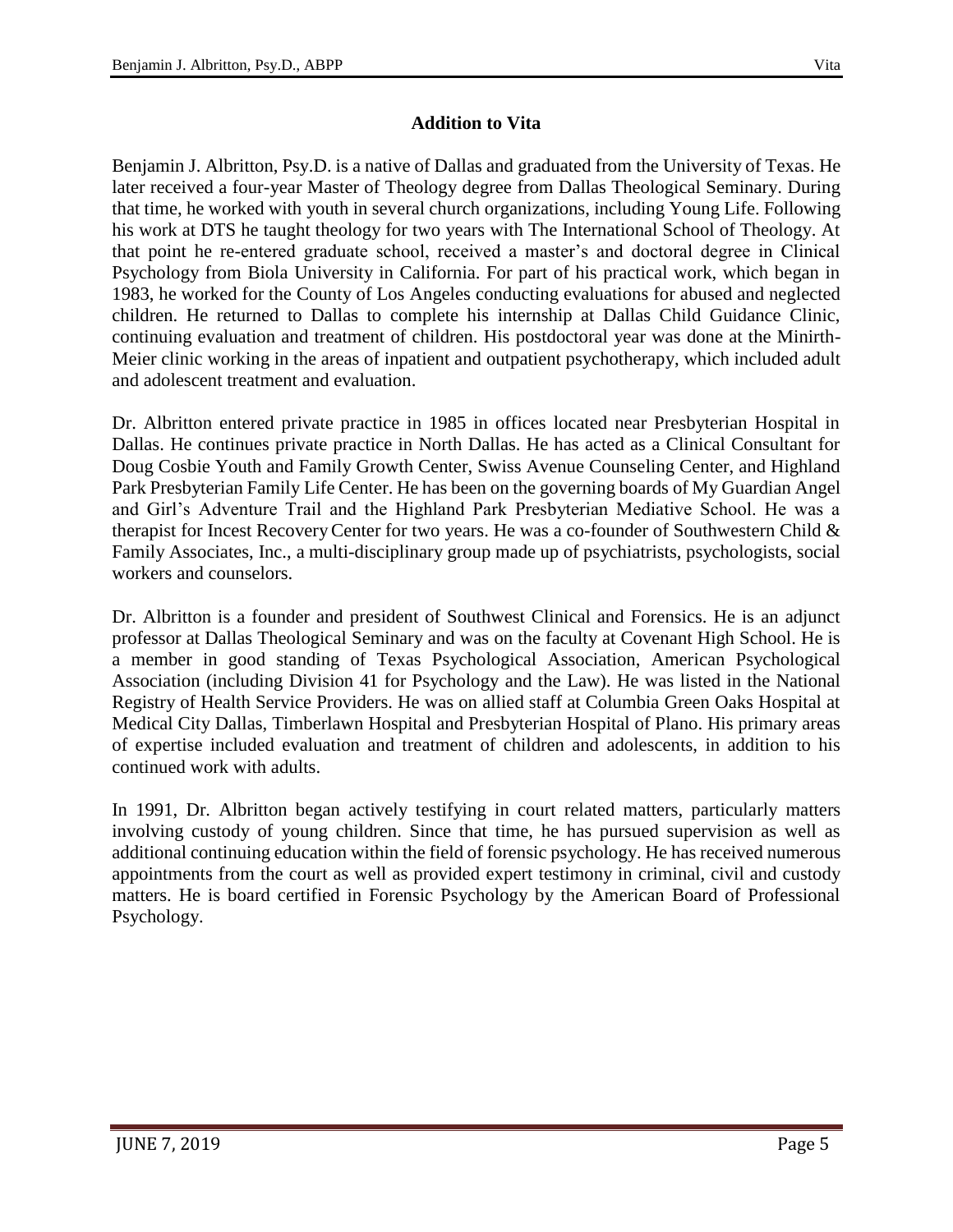## Addition to Vita

Benjamin J. Albritton, Psy.D. is a native of Dallas and graduated from the University of Texas. He later received a four-year Master of Theology degree from Dallas Theological Seminary. During that time, he worked with youth in several church organizations, including Young Life. Following his work at DTS he taught theology for two years with The International School of Theology. At that point he re-entered graduate school, received a master's and doctoral degree in Clinical Psychology from Biola University in California. For part of his practical work, which began in 1983, he worked for the County of Los Angeles conducting evaluations for abused and neglected children. He returned to Dallas to complete his internship at Dallas Child Guidance Clinic, continuing evaluation and treatment of children. His postdoctoral year was done at the Minirth-Meier clinic working in the areas of inpatient and outpatient psychotherapy, which included adult and adolescent treatment and evaluation.

Dr. Albritton entered private practice in 1985 in offices located near Presbyterian Hospital in Dallas. He continues private practice in North Dallas. He has acted as a Clinical Consultant for Doug Cosbie Youth and Family Growth Center, Swiss Avenue Counseling Center, and Highland Park Presbyterian Family Life Center. He has been on the governing boards of My Guardian Angel and Girl's Adventure Trail and the Highland Park Presbyterian Mediative School. He was a therapist for Incest Recovery Center for two years. He was a co-founder of Southwestern Child & Family Associates, Inc., a multi-disciplinary group made up of psychiatrists, psychologists, social workers and counselors.

Dr. Albritton is a founder and president of Southwest Clinical and Forensics. He is an adjunct professor at Dallas Theological Seminary and was on the faculty at Covenant High School. He is a member in good standing of Texas Psychological Association, American Psychological Association (including Division 41 for Psychology and the Law). He was listed in the National Registry of Health Service Providers. He was on allied staff at Columbia Green Oaks Hospital at Medical City Dallas, Timberlawn Hospital and Presbyterian Hospital of Plano. His primary areas of expertise included evaluation and treatment of children and adolescents, in addition to his continued work with adults.

In 1991, Dr. Albritton began actively testifying in court related matters, particularly matters involving custody of young children. Since that time, he has pursued supervision as well as additional continuing education within the field of forensic psychology. He has received numerous appointments from the court as well as provided expert testimony in criminal, civil and custody matters. He is board certified in Forensic Psychology by the American Board of Professional Psychology.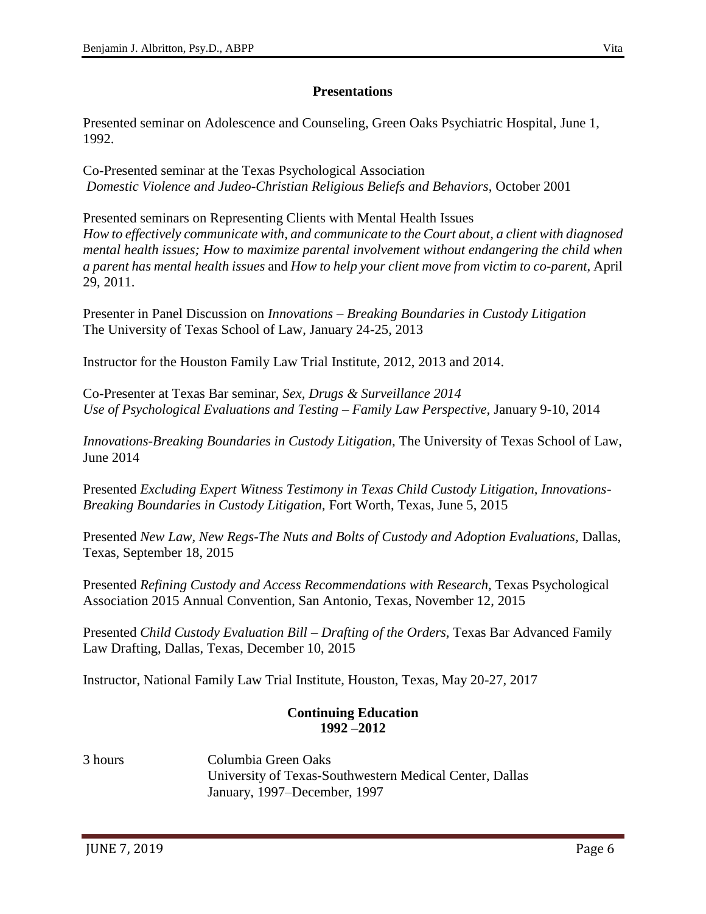## Presentations

Presented seminar on Adolescence and Counseling, Green Oaks Psychiatric Hospital, June 1, 1992.

Co-Presented seminar at the Texas Psychological Association
*Domestic Violence and Judeo-Christian Religious Beliefs and Behaviors*, October 2001

Presented seminars on Representing Clients with Mental Health Issues
*How to effectively communicate with, and communicate to the Court about, a client with diagnosed mental health issues; How to maximize parental involvement without endangering the child when a parent has mental health issues* and *How to help your client move from victim to co-parent,* April 29, 2011.

Presenter in Panel Discussion on *Innovations – Breaking Boundaries in Custody Litigation*
The University of Texas School of Law, January 24-25, 2013

Instructor for the Houston Family Law Trial Institute, 2012, 2013 and 2014.

Co-Presenter at Texas Bar seminar, *Sex, Drugs & Surveillance 2014*
*Use of Psychological Evaluations and Testing – Family Law Perspective,* January 9-10, 2014

*Innovations-Breaking Boundaries in Custody Litigation,* The University of Texas School of Law, June 2014

Presented *Excluding Expert Witness Testimony in Texas Child Custody Litigation, Innovations-Breaking Boundaries in Custody Litigation,* Fort Worth, Texas, June 5, 2015

Presented *New Law, New Regs-The Nuts and Bolts of Custody and Adoption Evaluations,* Dallas, Texas, September 18, 2015

Presented *Refining Custody and Access Recommendations with Research,* Texas Psychological Association 2015 Annual Convention, San Antonio, Texas, November 12, 2015

Presented *Child Custody Evaluation Bill – Drafting of the Orders,* Texas Bar Advanced Family Law Drafting, Dallas, Texas, December 10, 2015

Instructor, National Family Law Trial Institute, Houston, Texas, May 20-27, 2017

## Continuing Education
**1992 –2012**

3 hours — Columbia Green Oaks
University of Texas-Southwestern Medical Center, Dallas
January, 1997–December, 1997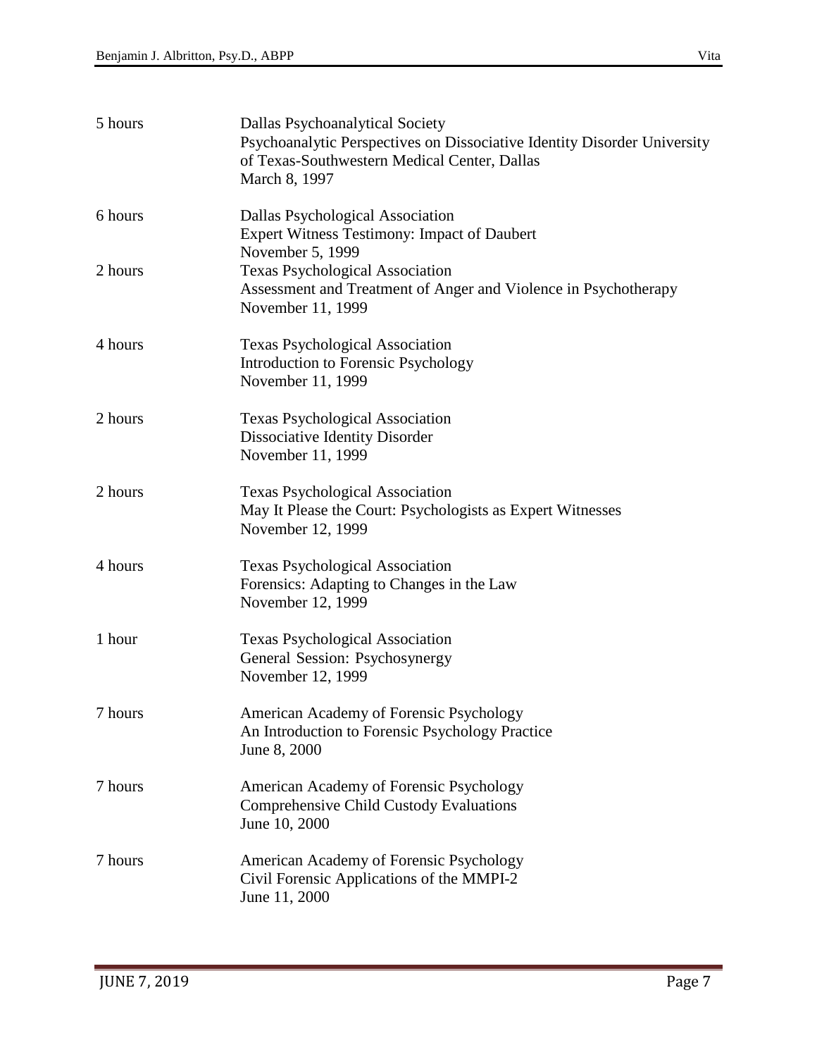| | |
|---|---|
| 5 hours | Dallas Psychoanalytical Society<br>Psychoanalytic Perspectives on Dissociative Identity Disorder University of Texas-Southwestern Medical Center, Dallas<br>March 8, 1997 |
| 6 hours | Dallas Psychological Association<br>Expert Witness Testimony: Impact of Daubert<br>November 5, 1999 |
| 2 hours | Texas Psychological Association<br>Assessment and Treatment of Anger and Violence in Psychotherapy<br>November 11, 1999 |
| 4 hours | Texas Psychological Association<br>Introduction to Forensic Psychology<br>November 11, 1999 |
| 2 hours | Texas Psychological Association<br>Dissociative Identity Disorder<br>November 11, 1999 |
| 2 hours | Texas Psychological Association<br>May It Please the Court: Psychologists as Expert Witnesses<br>November 12, 1999 |
| 4 hours | Texas Psychological Association<br>Forensics: Adapting to Changes in the Law<br>November 12, 1999 |
| 1 hour | Texas Psychological Association<br>General Session: Psychosynergy<br>November 12, 1999 |
| 7 hours | American Academy of Forensic Psychology<br>An Introduction to Forensic Psychology Practice<br>June 8, 2000 |
| 7 hours | American Academy of Forensic Psychology<br>Comprehensive Child Custody Evaluations<br>June 10, 2000 |
| 7 hours | American Academy of Forensic Psychology<br>Civil Forensic Applications of the MMPI-2<br>June 11, 2000 |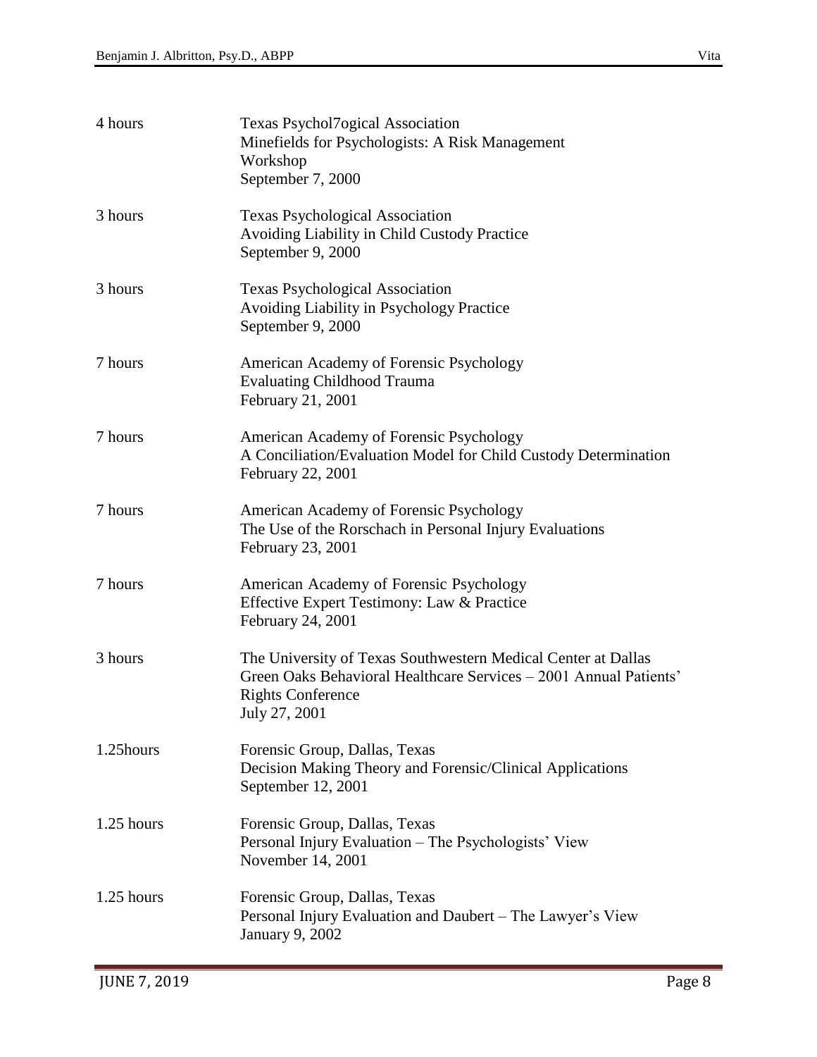| | |
|---|---|
| 4 hours | Texas Psychol7ogical Association<br>Minefields for Psychologists: A Risk Management Workshop<br>September 7, 2000 |
| 3 hours | Texas Psychological Association<br>Avoiding Liability in Child Custody Practice<br>September 9, 2000 |
| 3 hours | Texas Psychological Association<br>Avoiding Liability in Psychology Practice<br>September 9, 2000 |
| 7 hours | American Academy of Forensic Psychology<br>Evaluating Childhood Trauma<br>February 21, 2001 |
| 7 hours | American Academy of Forensic Psychology<br>A Conciliation/Evaluation Model for Child Custody Determination<br>February 22, 2001 |
| 7 hours | American Academy of Forensic Psychology<br>The Use of the Rorschach in Personal Injury Evaluations<br>February 23, 2001 |
| 7 hours | American Academy of Forensic Psychology<br>Effective Expert Testimony: Law & Practice<br>February 24, 2001 |
| 3 hours | The University of Texas Southwestern Medical Center at Dallas<br>Green Oaks Behavioral Healthcare Services – 2001 Annual Patients' Rights Conference<br>July 27, 2001 |
| 1.25hours | Forensic Group, Dallas, Texas<br>Decision Making Theory and Forensic/Clinical Applications<br>September 12, 2001 |
| 1.25 hours | Forensic Group, Dallas, Texas<br>Personal Injury Evaluation – The Psychologists' View<br>November 14, 2001 |
| 1.25 hours | Forensic Group, Dallas, Texas<br>Personal Injury Evaluation and Daubert – The Lawyer's View<br>January 9, 2002 |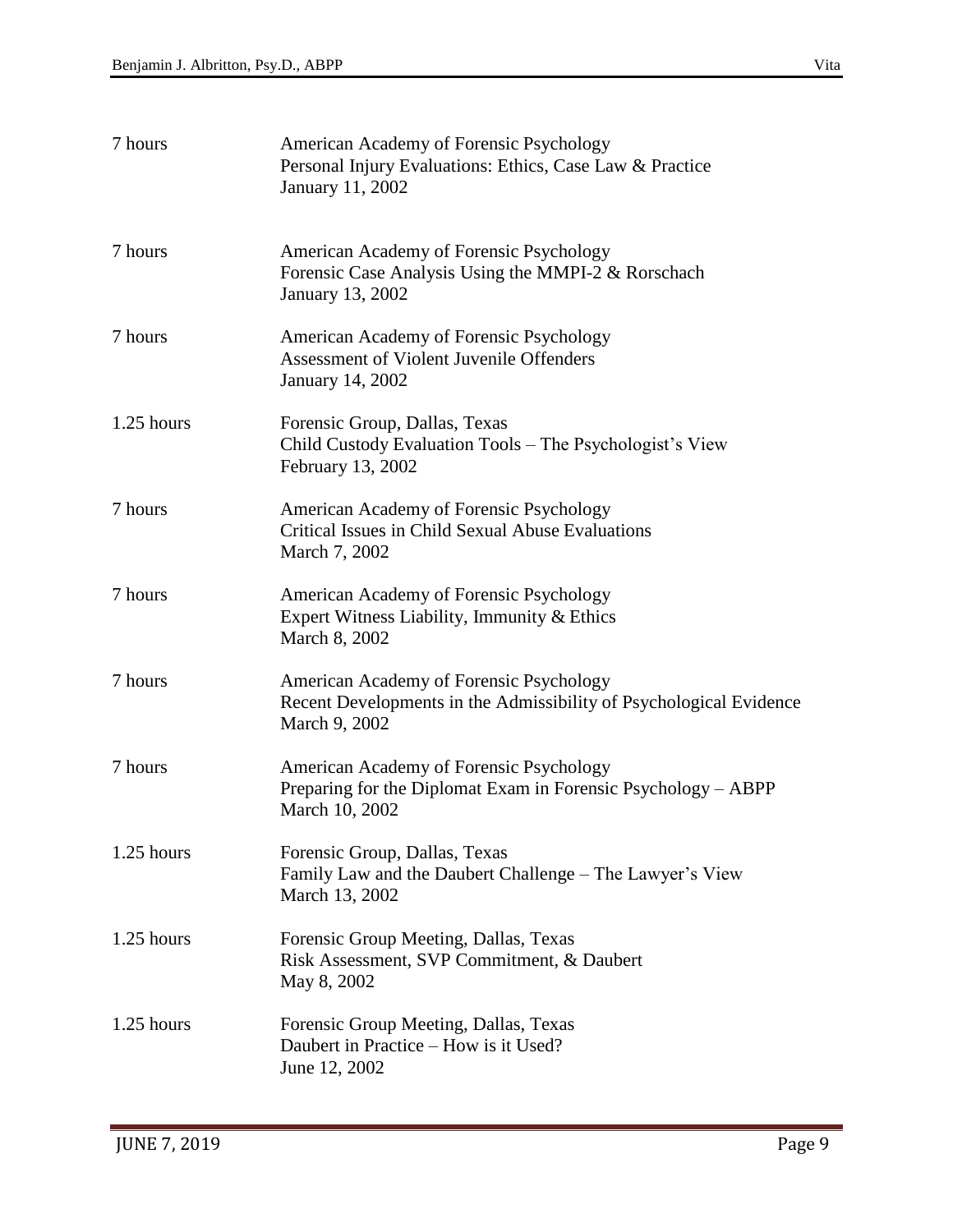| | |
|---|---|
| 7 hours | American Academy of Forensic Psychology<br>Personal Injury Evaluations: Ethics, Case Law & Practice<br>January 11, 2002 |
| 7 hours | American Academy of Forensic Psychology<br>Forensic Case Analysis Using the MMPI-2 & Rorschach<br>January 13, 2002 |
| 7 hours | American Academy of Forensic Psychology<br>Assessment of Violent Juvenile Offenders<br>January 14, 2002 |
| 1.25 hours | Forensic Group, Dallas, Texas<br>Child Custody Evaluation Tools – The Psychologist's View<br>February 13, 2002 |
| 7 hours | American Academy of Forensic Psychology<br>Critical Issues in Child Sexual Abuse Evaluations<br>March 7, 2002 |
| 7 hours | American Academy of Forensic Psychology<br>Expert Witness Liability, Immunity & Ethics<br>March 8, 2002 |
| 7 hours | American Academy of Forensic Psychology<br>Recent Developments in the Admissibility of Psychological Evidence<br>March 9, 2002 |
| 7 hours | American Academy of Forensic Psychology<br>Preparing for the Diplomat Exam in Forensic Psychology – ABPP<br>March 10, 2002 |
| 1.25 hours | Forensic Group, Dallas, Texas<br>Family Law and the Daubert Challenge – The Lawyer's View<br>March 13, 2002 |
| 1.25 hours | Forensic Group Meeting, Dallas, Texas<br>Risk Assessment, SVP Commitment, & Daubert<br>May 8, 2002 |
| 1.25 hours | Forensic Group Meeting, Dallas, Texas<br>Daubert in Practice – How is it Used?<br>June 12, 2002 |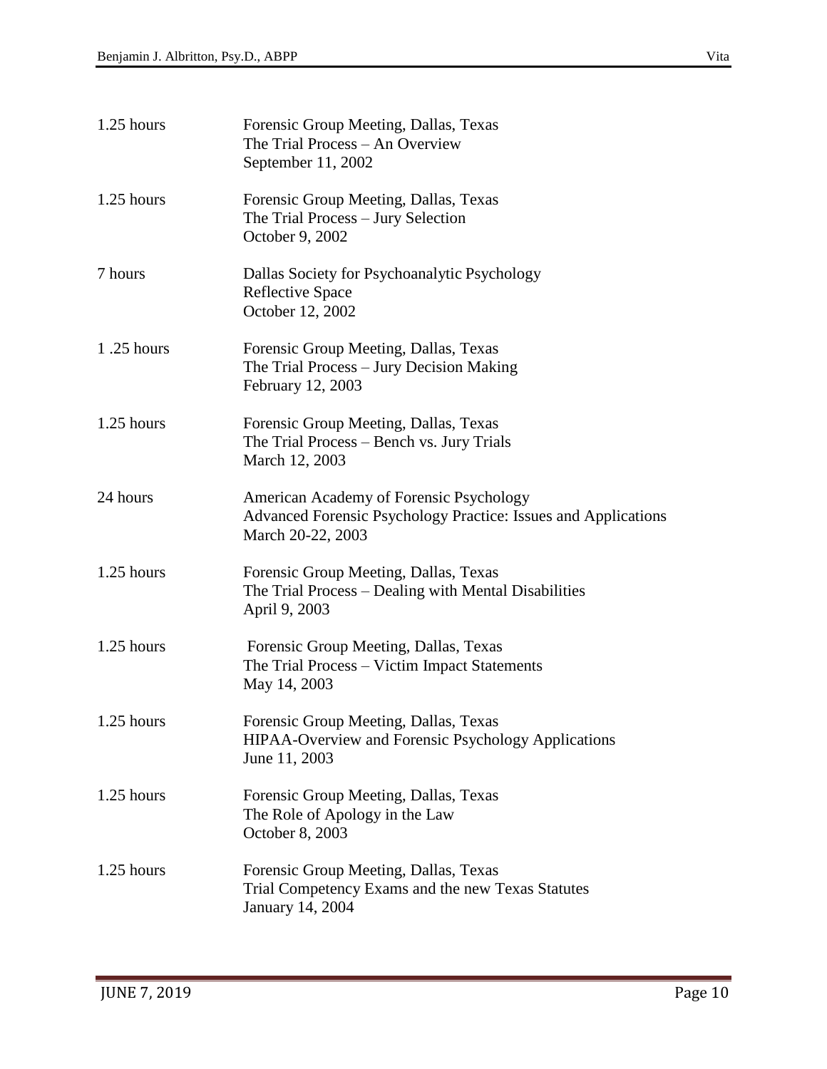| | |
|---|---|
| 1.25 hours | Forensic Group Meeting, Dallas, Texas<br>The Trial Process – An Overview<br>September 11, 2002 |
| 1.25 hours | Forensic Group Meeting, Dallas, Texas<br>The Trial Process – Jury Selection<br>October 9, 2002 |
| 7 hours | Dallas Society for Psychoanalytic Psychology<br>Reflective Space<br>October 12, 2002 |
| 1 .25 hours | Forensic Group Meeting, Dallas, Texas<br>The Trial Process – Jury Decision Making<br>February 12, 2003 |
| 1.25 hours | Forensic Group Meeting, Dallas, Texas<br>The Trial Process – Bench vs. Jury Trials<br>March 12, 2003 |
| 24 hours | American Academy of Forensic Psychology<br>Advanced Forensic Psychology Practice: Issues and Applications<br>March 20-22, 2003 |
| 1.25 hours | Forensic Group Meeting, Dallas, Texas<br>The Trial Process – Dealing with Mental Disabilities<br>April 9, 2003 |
| 1.25 hours | Forensic Group Meeting, Dallas, Texas<br>The Trial Process – Victim Impact Statements<br>May 14, 2003 |
| 1.25 hours | Forensic Group Meeting, Dallas, Texas<br>HIPAA-Overview and Forensic Psychology Applications<br>June 11, 2003 |
| 1.25 hours | Forensic Group Meeting, Dallas, Texas<br>The Role of Apology in the Law<br>October 8, 2003 |
| 1.25 hours | Forensic Group Meeting, Dallas, Texas<br>Trial Competency Exams and the new Texas Statutes<br>January 14, 2004 |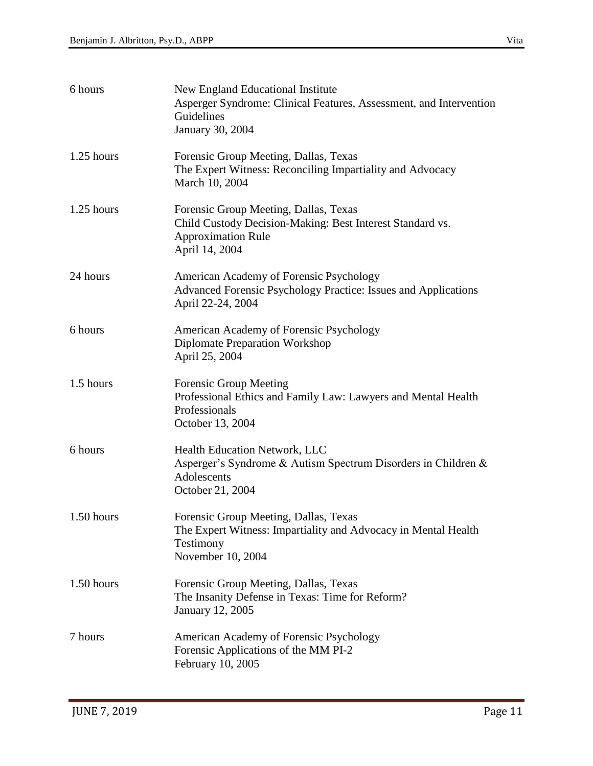| | |
|---|---|
| 6 hours | New England Educational Institute<br>Asperger Syndrome: Clinical Features, Assessment, and Intervention Guidelines<br>January 30, 2004 |
| 1.25 hours | Forensic Group Meeting, Dallas, Texas<br>The Expert Witness: Reconciling Impartiality and Advocacy<br>March 10, 2004 |
| 1.25 hours | Forensic Group Meeting, Dallas, Texas<br>Child Custody Decision-Making: Best Interest Standard vs. Approximation Rule<br>April 14, 2004 |
| 24 hours | American Academy of Forensic Psychology<br>Advanced Forensic Psychology Practice: Issues and Applications<br>April 22-24, 2004 |
| 6 hours | American Academy of Forensic Psychology<br>Diplomate Preparation Workshop<br>April 25, 2004 |
| 1.5 hours | Forensic Group Meeting<br>Professional Ethics and Family Law: Lawyers and Mental Health Professionals<br>October 13, 2004 |
| 6 hours | Health Education Network, LLC<br>Asperger's Syndrome & Autism Spectrum Disorders in Children & Adolescents<br>October 21, 2004 |
| 1.50 hours | Forensic Group Meeting, Dallas, Texas<br>The Expert Witness: Impartiality and Advocacy in Mental Health Testimony<br>November 10, 2004 |
| 1.50 hours | Forensic Group Meeting, Dallas, Texas<br>The Insanity Defense in Texas: Time for Reform?<br>January 12, 2005 |
| 7 hours | American Academy of Forensic Psychology<br>Forensic Applications of the MM PI-2<br>February 10, 2005 |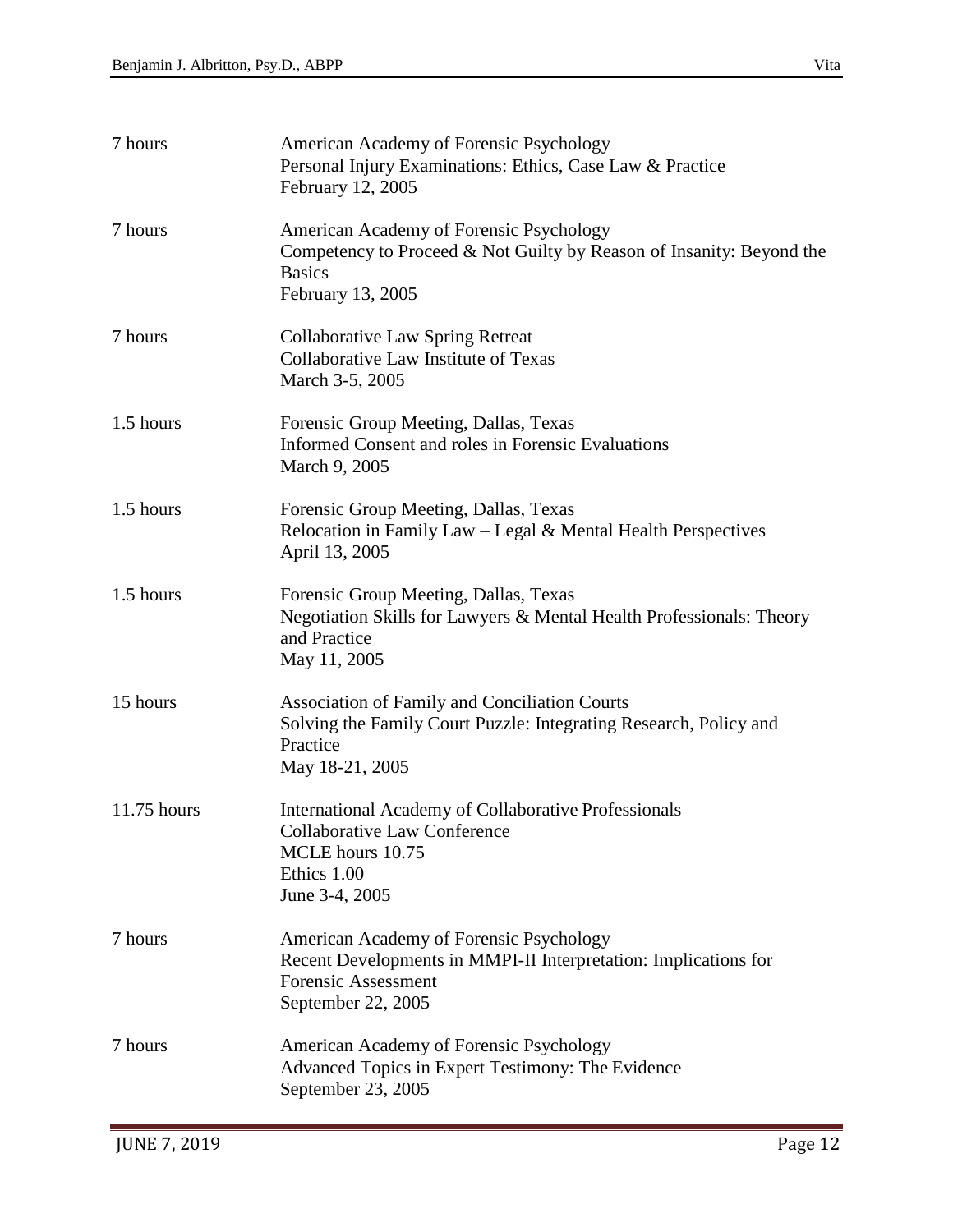| | |
|---|---|
| 7 hours | American Academy of Forensic Psychology<br>Personal Injury Examinations: Ethics, Case Law & Practice<br>February 12, 2005 |
| 7 hours | American Academy of Forensic Psychology<br>Competency to Proceed & Not Guilty by Reason of Insanity: Beyond the Basics<br>February 13, 2005 |
| 7 hours | Collaborative Law Spring Retreat<br>Collaborative Law Institute of Texas<br>March 3-5, 2005 |
| 1.5 hours | Forensic Group Meeting, Dallas, Texas<br>Informed Consent and roles in Forensic Evaluations<br>March 9, 2005 |
| 1.5 hours | Forensic Group Meeting, Dallas, Texas<br>Relocation in Family Law – Legal & Mental Health Perspectives<br>April 13, 2005 |
| 1.5 hours | Forensic Group Meeting, Dallas, Texas<br>Negotiation Skills for Lawyers & Mental Health Professionals: Theory and Practice<br>May 11, 2005 |
| 15 hours | Association of Family and Conciliation Courts<br>Solving the Family Court Puzzle: Integrating Research, Policy and Practice<br>May 18-21, 2005 |
| 11.75 hours | International Academy of Collaborative Professionals<br>Collaborative Law Conference<br>MCLE hours 10.75<br>Ethics 1.00<br>June 3-4, 2005 |
| 7 hours | American Academy of Forensic Psychology<br>Recent Developments in MMPI-II Interpretation: Implications for Forensic Assessment<br>September 22, 2005 |
| 7 hours | American Academy of Forensic Psychology<br>Advanced Topics in Expert Testimony: The Evidence<br>September 23, 2005 |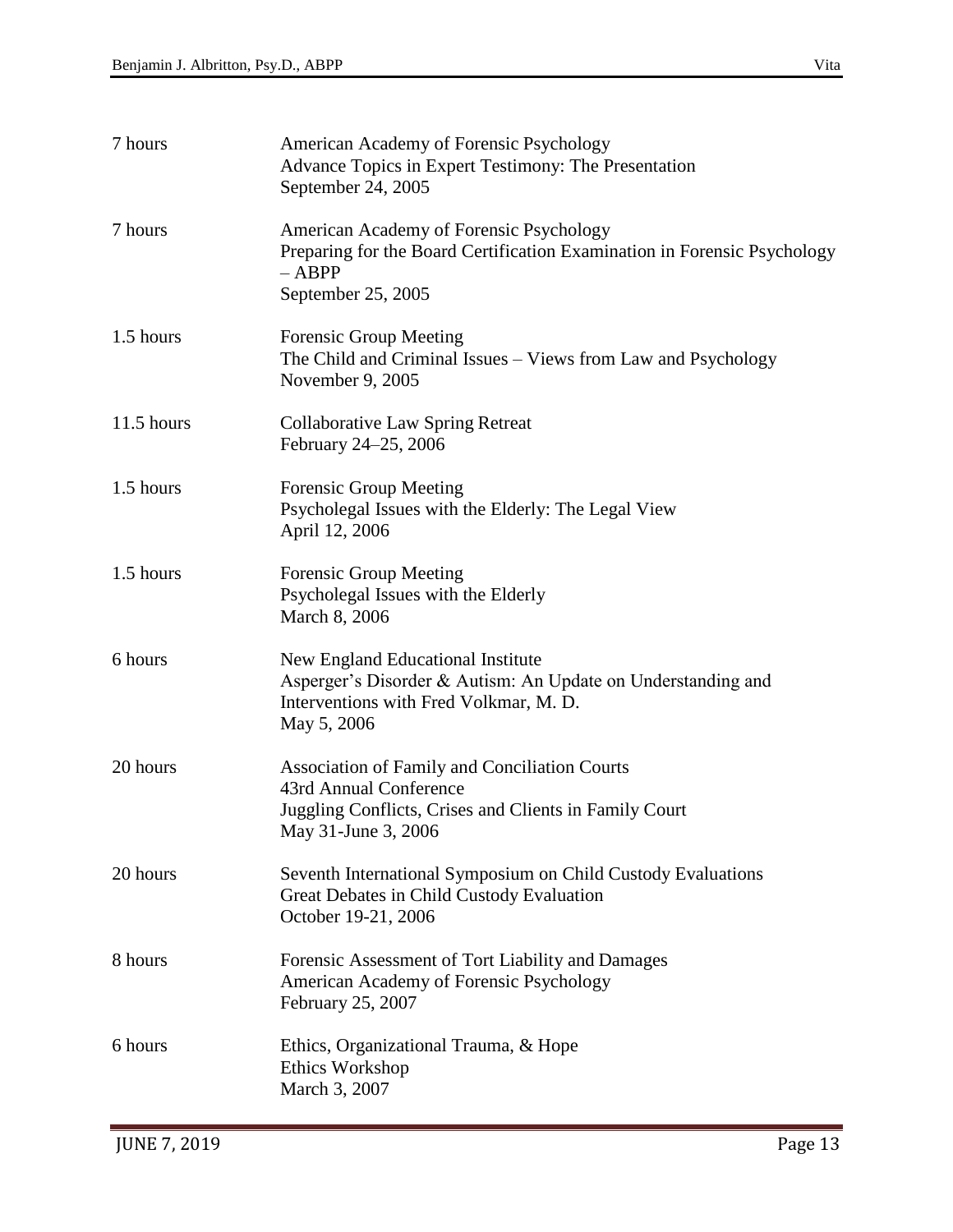| | |
|---|---|
| 7 hours | American Academy of Forensic Psychology<br>Advance Topics in Expert Testimony: The Presentation<br>September 24, 2005 |
| 7 hours | American Academy of Forensic Psychology<br>Preparing for the Board Certification Examination in Forensic Psychology – ABPP<br>September 25, 2005 |
| 1.5 hours | Forensic Group Meeting<br>The Child and Criminal Issues – Views from Law and Psychology<br>November 9, 2005 |
| 11.5 hours | Collaborative Law Spring Retreat<br>February 24–25, 2006 |
| 1.5 hours | Forensic Group Meeting<br>Psycholegal Issues with the Elderly: The Legal View<br>April 12, 2006 |
| 1.5 hours | Forensic Group Meeting<br>Psycholegal Issues with the Elderly<br>March 8, 2006 |
| 6 hours | New England Educational Institute<br>Asperger's Disorder & Autism: An Update on Understanding and Interventions with Fred Volkmar, M. D.<br>May 5, 2006 |
| 20 hours | Association of Family and Conciliation Courts<br>43rd Annual Conference<br>Juggling Conflicts, Crises and Clients in Family Court<br>May 31-June 3, 2006 |
| 20 hours | Seventh International Symposium on Child Custody Evaluations<br>Great Debates in Child Custody Evaluation<br>October 19-21, 2006 |
| 8 hours | Forensic Assessment of Tort Liability and Damages<br>American Academy of Forensic Psychology<br>February 25, 2007 |
| 6 hours | Ethics, Organizational Trauma, & Hope<br>Ethics Workshop<br>March 3, 2007 |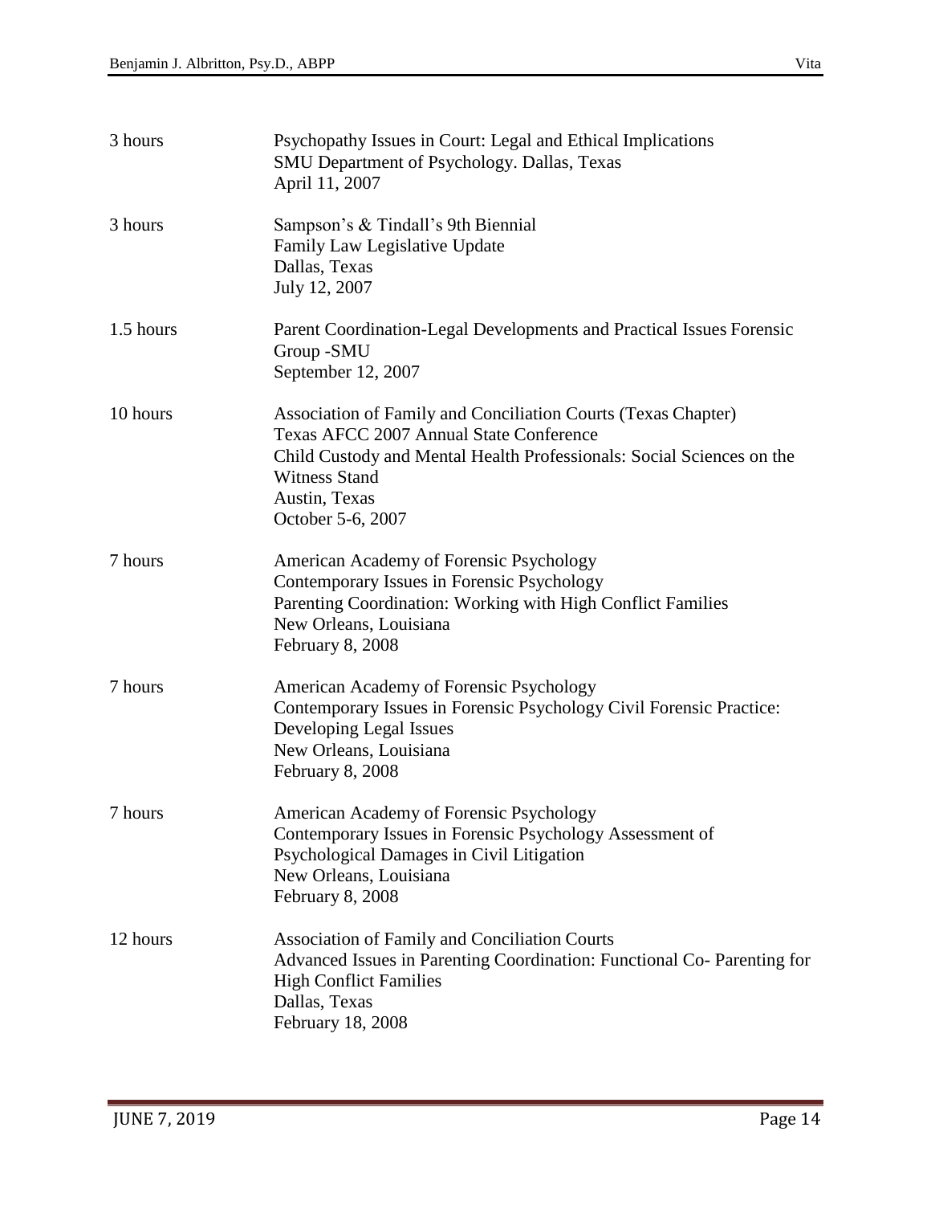| | |
|---|---|
| 3 hours | Psychopathy Issues in Court: Legal and Ethical Implications<br>SMU Department of Psychology. Dallas, Texas<br>April 11, 2007 |
| 3 hours | Sampson's & Tindall's 9th Biennial<br>Family Law Legislative Update<br>Dallas, Texas<br>July 12, 2007 |
| 1.5 hours | Parent Coordination-Legal Developments and Practical Issues Forensic Group -SMU<br>September 12, 2007 |
| 10 hours | Association of Family and Conciliation Courts (Texas Chapter)<br>Texas AFCC 2007 Annual State Conference<br>Child Custody and Mental Health Professionals: Social Sciences on the Witness Stand<br>Austin, Texas<br>October 5-6, 2007 |
| 7 hours | American Academy of Forensic Psychology<br>Contemporary Issues in Forensic Psychology<br>Parenting Coordination: Working with High Conflict Families<br>New Orleans, Louisiana<br>February 8, 2008 |
| 7 hours | American Academy of Forensic Psychology<br>Contemporary Issues in Forensic Psychology Civil Forensic Practice: Developing Legal Issues<br>New Orleans, Louisiana<br>February 8, 2008 |
| 7 hours | American Academy of Forensic Psychology<br>Contemporary Issues in Forensic Psychology Assessment of Psychological Damages in Civil Litigation<br>New Orleans, Louisiana<br>February 8, 2008 |
| 12 hours | Association of Family and Conciliation Courts<br>Advanced Issues in Parenting Coordination: Functional Co- Parenting for High Conflict Families<br>Dallas, Texas<br>February 18, 2008 |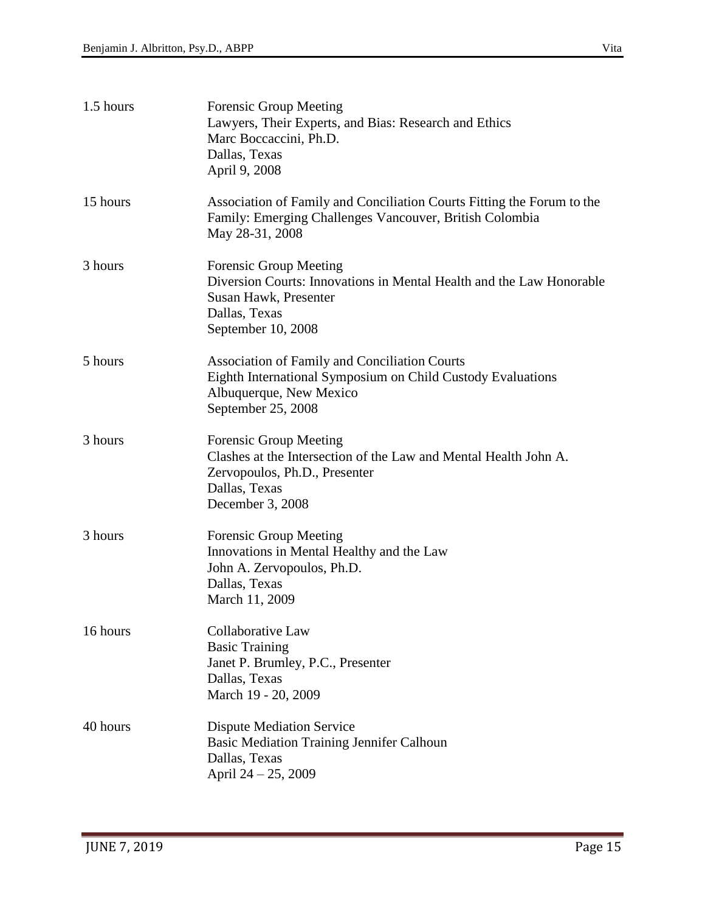| | |
|---|---|
| 1.5 hours | Forensic Group Meeting<br>Lawyers, Their Experts, and Bias: Research and Ethics<br>Marc Boccaccini, Ph.D.<br>Dallas, Texas<br>April 9, 2008 |
| 15 hours | Association of Family and Conciliation Courts Fitting the Forum to the Family: Emerging Challenges Vancouver, British Colombia<br>May 28-31, 2008 |
| 3 hours | Forensic Group Meeting<br>Diversion Courts: Innovations in Mental Health and the Law Honorable Susan Hawk, Presenter<br>Dallas, Texas<br>September 10, 2008 |
| 5 hours | Association of Family and Conciliation Courts<br>Eighth International Symposium on Child Custody Evaluations<br>Albuquerque, New Mexico<br>September 25, 2008 |
| 3 hours | Forensic Group Meeting<br>Clashes at the Intersection of the Law and Mental Health John A. Zervopoulos, Ph.D., Presenter<br>Dallas, Texas<br>December 3, 2008 |
| 3 hours | Forensic Group Meeting<br>Innovations in Mental Healthy and the Law<br>John A. Zervopoulos, Ph.D.<br>Dallas, Texas<br>March 11, 2009 |
| 16 hours | Collaborative Law<br>Basic Training<br>Janet P. Brumley, P.C., Presenter<br>Dallas, Texas<br>March 19 - 20, 2009 |
| 40 hours | Dispute Mediation Service<br>Basic Mediation Training Jennifer Calhoun<br>Dallas, Texas<br>April 24 – 25, 2009 |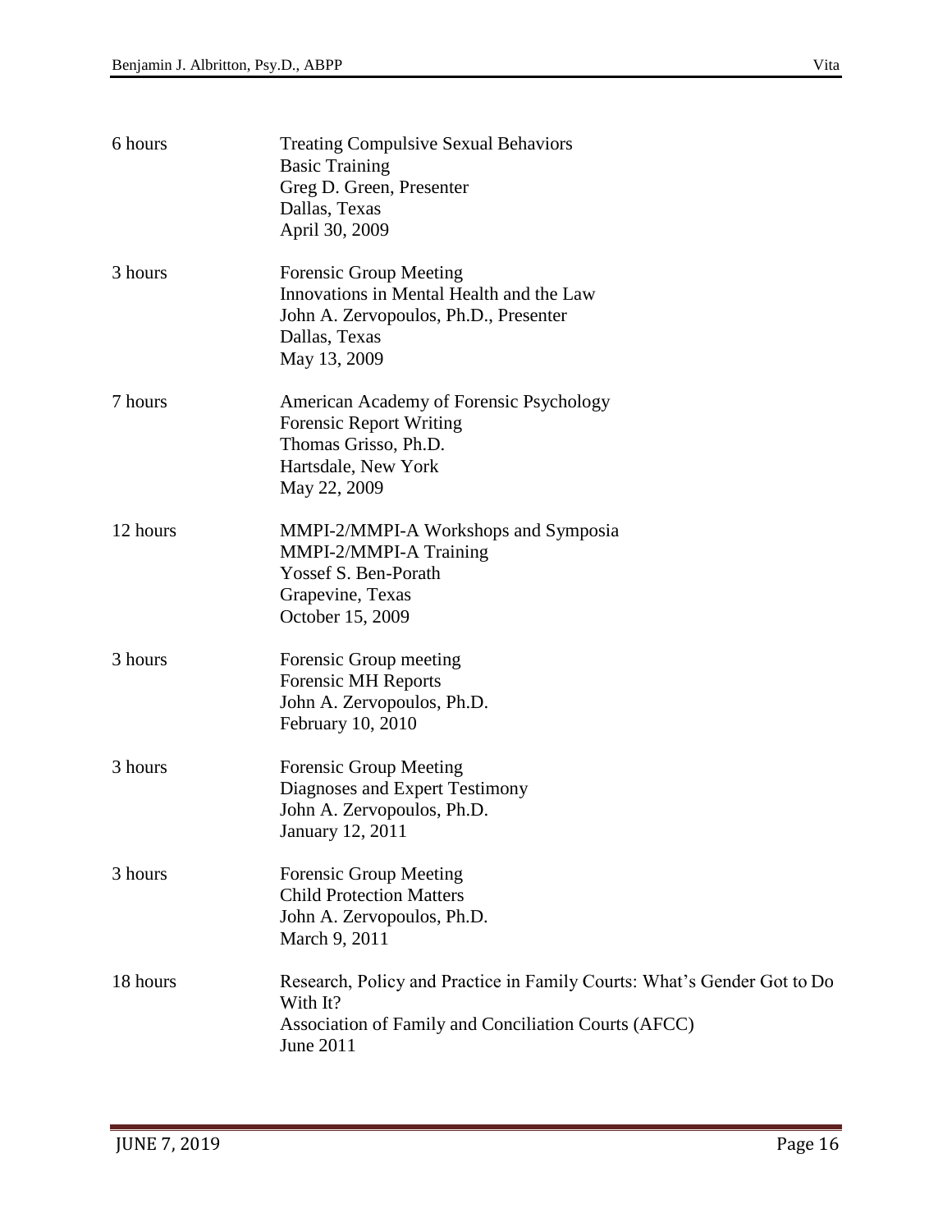| | |
|---|---|
| 6 hours | Treating Compulsive Sexual Behaviors<br>Basic Training<br>Greg D. Green, Presenter<br>Dallas, Texas<br>April 30, 2009 |
| 3 hours | Forensic Group Meeting<br>Innovations in Mental Health and the Law<br>John A. Zervopoulos, Ph.D., Presenter<br>Dallas, Texas<br>May 13, 2009 |
| 7 hours | American Academy of Forensic Psychology<br>Forensic Report Writing<br>Thomas Grisso, Ph.D.<br>Hartsdale, New York<br>May 22, 2009 |
| 12 hours | MMPI-2/MMPI-A Workshops and Symposia<br>MMPI-2/MMPI-A Training<br>Yossef S. Ben-Porath<br>Grapevine, Texas<br>October 15, 2009 |
| 3 hours | Forensic Group meeting<br>Forensic MH Reports<br>John A. Zervopoulos, Ph.D.<br>February 10, 2010 |
| 3 hours | Forensic Group Meeting<br>Diagnoses and Expert Testimony<br>John A. Zervopoulos, Ph.D.<br>January 12, 2011 |
| 3 hours | Forensic Group Meeting<br>Child Protection Matters<br>John A. Zervopoulos, Ph.D.<br>March 9, 2011 |
| 18 hours | Research, Policy and Practice in Family Courts: What's Gender Got to Do With It?<br>Association of Family and Conciliation Courts (AFCC)<br>June 2011 |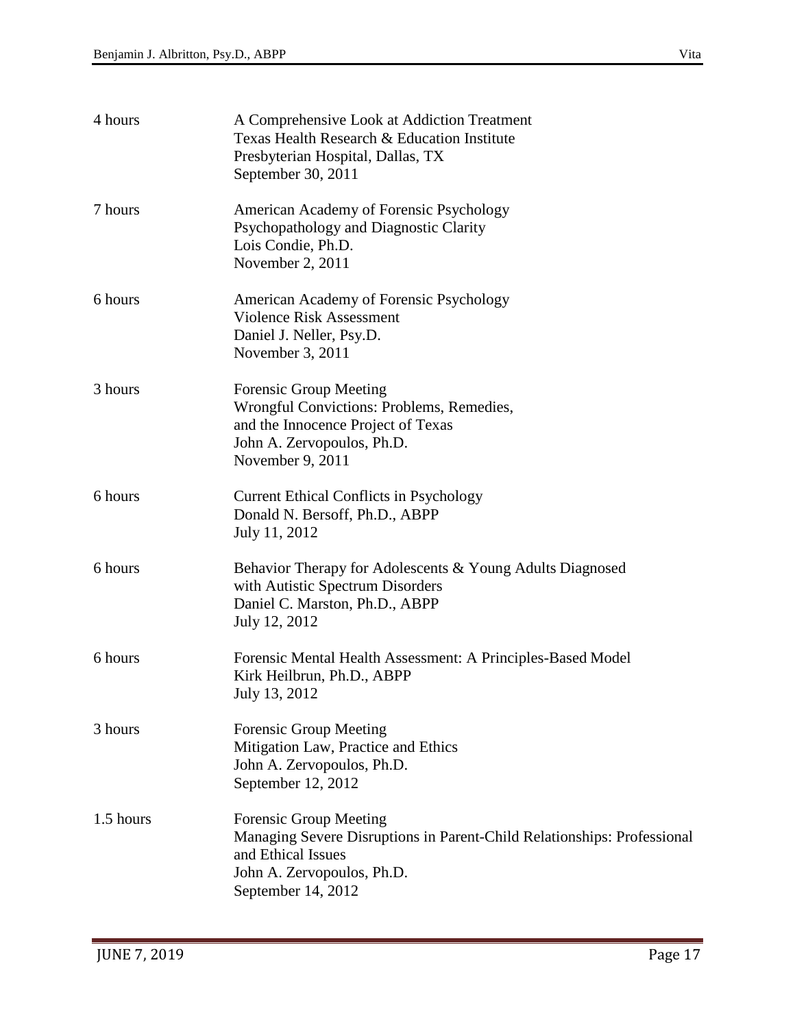| | |
|---|---|
| 4 hours | A Comprehensive Look at Addiction Treatment<br>Texas Health Research & Education Institute<br>Presbyterian Hospital, Dallas, TX<br>September 30, 2011 |
| 7 hours | American Academy of Forensic Psychology<br>Psychopathology and Diagnostic Clarity<br>Lois Condie, Ph.D.<br>November 2, 2011 |
| 6 hours | American Academy of Forensic Psychology<br>Violence Risk Assessment<br>Daniel J. Neller, Psy.D.<br>November 3, 2011 |
| 3 hours | Forensic Group Meeting<br>Wrongful Convictions: Problems, Remedies,<br>and the Innocence Project of Texas<br>John A. Zervopoulos, Ph.D.<br>November 9, 2011 |
| 6 hours | Current Ethical Conflicts in Psychology<br>Donald N. Bersoff, Ph.D., ABPP<br>July 11, 2012 |
| 6 hours | Behavior Therapy for Adolescents & Young Adults Diagnosed<br>with Autistic Spectrum Disorders<br>Daniel C. Marston, Ph.D., ABPP<br>July 12, 2012 |
| 6 hours | Forensic Mental Health Assessment: A Principles-Based Model<br>Kirk Heilbrun, Ph.D., ABPP<br>July 13, 2012 |
| 3 hours | Forensic Group Meeting<br>Mitigation Law, Practice and Ethics<br>John A. Zervopoulos, Ph.D.<br>September 12, 2012 |
| 1.5 hours | Forensic Group Meeting<br>Managing Severe Disruptions in Parent-Child Relationships: Professional and Ethical Issues<br>John A. Zervopoulos, Ph.D.<br>September 14, 2012 |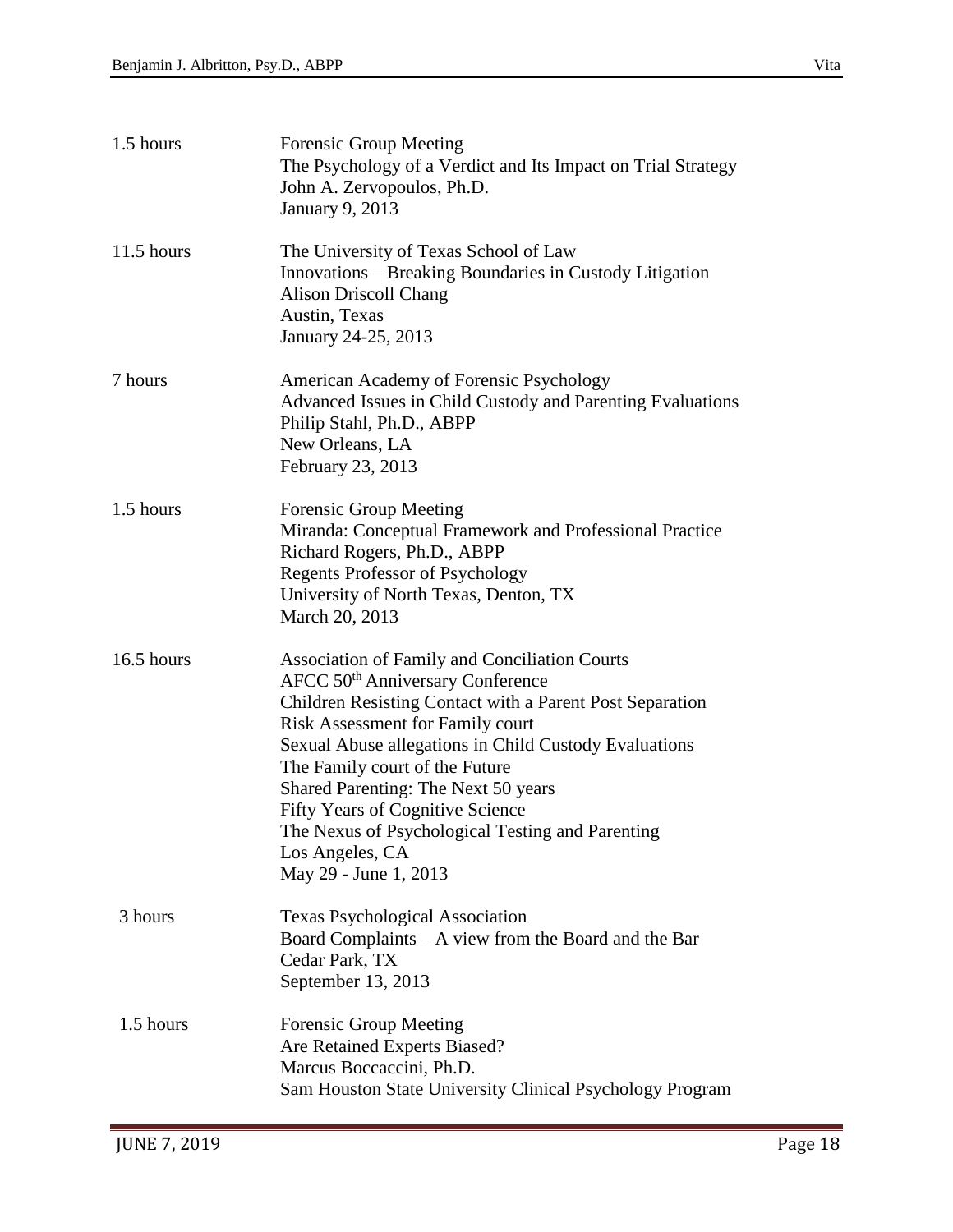| | |
|---|---|
| 1.5 hours | Forensic Group Meeting<br>The Psychology of a Verdict and Its Impact on Trial Strategy<br>John A. Zervopoulos, Ph.D.<br>January 9, 2013 |
| 11.5 hours | The University of Texas School of Law<br>Innovations – Breaking Boundaries in Custody Litigation<br>Alison Driscoll Chang<br>Austin, Texas<br>January 24-25, 2013 |
| 7 hours | American Academy of Forensic Psychology<br>Advanced Issues in Child Custody and Parenting Evaluations<br>Philip Stahl, Ph.D., ABPP<br>New Orleans, LA<br>February 23, 2013 |
| 1.5 hours | Forensic Group Meeting<br>Miranda: Conceptual Framework and Professional Practice<br>Richard Rogers, Ph.D., ABPP<br>Regents Professor of Psychology<br>University of North Texas, Denton, TX<br>March 20, 2013 |
| 16.5 hours | Association of Family and Conciliation Courts<br>AFCC 50th Anniversary Conference<br>Children Resisting Contact with a Parent Post Separation<br>Risk Assessment for Family court<br>Sexual Abuse allegations in Child Custody Evaluations<br>The Family court of the Future<br>Shared Parenting: The Next 50 years<br>Fifty Years of Cognitive Science<br>The Nexus of Psychological Testing and Parenting<br>Los Angeles, CA<br>May 29 - June 1, 2013 |
| 3 hours | Texas Psychological Association<br>Board Complaints – A view from the Board and the Bar<br>Cedar Park, TX<br>September 13, 2013 |
| 1.5 hours | Forensic Group Meeting<br>Are Retained Experts Biased?<br>Marcus Boccaccini, Ph.D.<br>Sam Houston State University Clinical Psychology Program |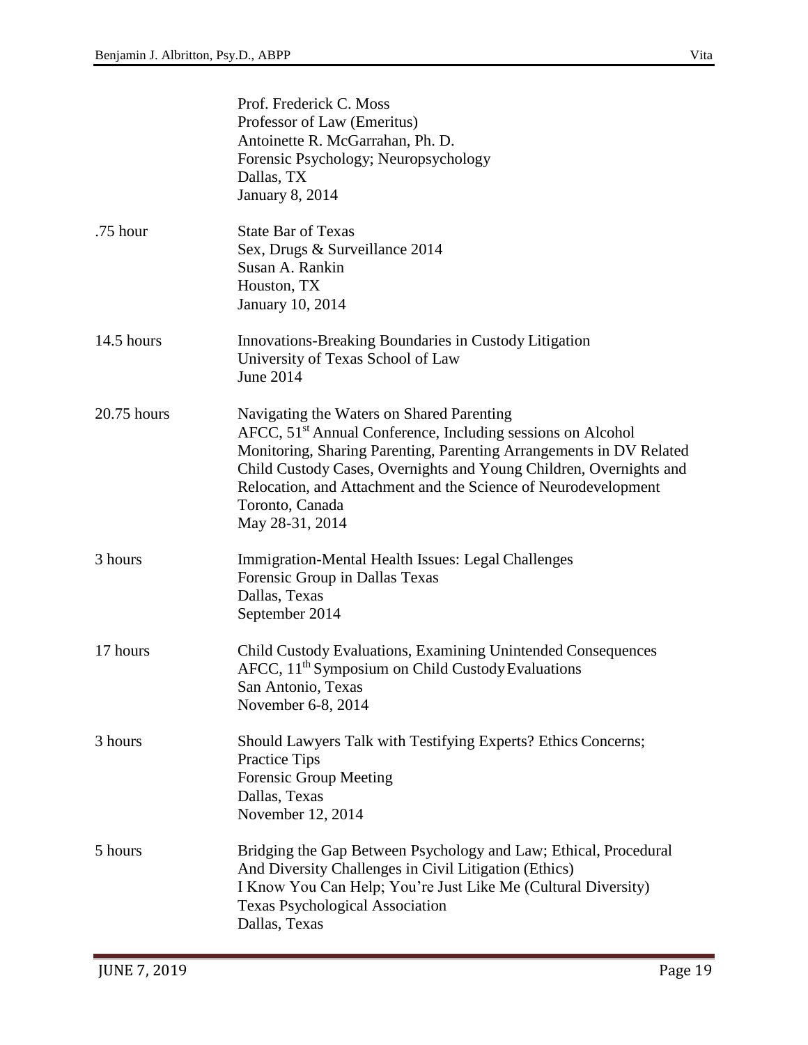| | |
|---|---|
| | Prof. Frederick C. Moss<br>Professor of Law (Emeritus)<br>Antoinette R. McGarrahan, Ph. D.<br>Forensic Psychology; Neuropsychology<br>Dallas, TX<br>January 8, 2014 |
| .75 hour | State Bar of Texas<br>Sex, Drugs & Surveillance 2014<br>Susan A. Rankin<br>Houston, TX<br>January 10, 2014 |
| 14.5 hours | Innovations-Breaking Boundaries in Custody Litigation<br>University of Texas School of Law<br>June 2014 |
| 20.75 hours | Navigating the Waters on Shared Parenting<br>AFCC, 51st Annual Conference, Including sessions on Alcohol Monitoring, Sharing Parenting, Parenting Arrangements in DV Related Child Custody Cases, Overnights and Young Children, Overnights and Relocation, and Attachment and the Science of Neurodevelopment<br>Toronto, Canada<br>May 28-31, 2014 |
| 3 hours | Immigration-Mental Health Issues: Legal Challenges<br>Forensic Group in Dallas Texas<br>Dallas, Texas<br>September 2014 |
| 17 hours | Child Custody Evaluations, Examining Unintended Consequences<br>AFCC, 11th Symposium on Child Custody Evaluations<br>San Antonio, Texas<br>November 6-8, 2014 |
| 3 hours | Should Lawyers Talk with Testifying Experts? Ethics Concerns; Practice Tips<br>Forensic Group Meeting<br>Dallas, Texas<br>November 12, 2014 |
| 5 hours | Bridging the Gap Between Psychology and Law; Ethical, Procedural And Diversity Challenges in Civil Litigation (Ethics)<br>I Know You Can Help; You're Just Like Me (Cultural Diversity)<br>Texas Psychological Association<br>Dallas, Texas |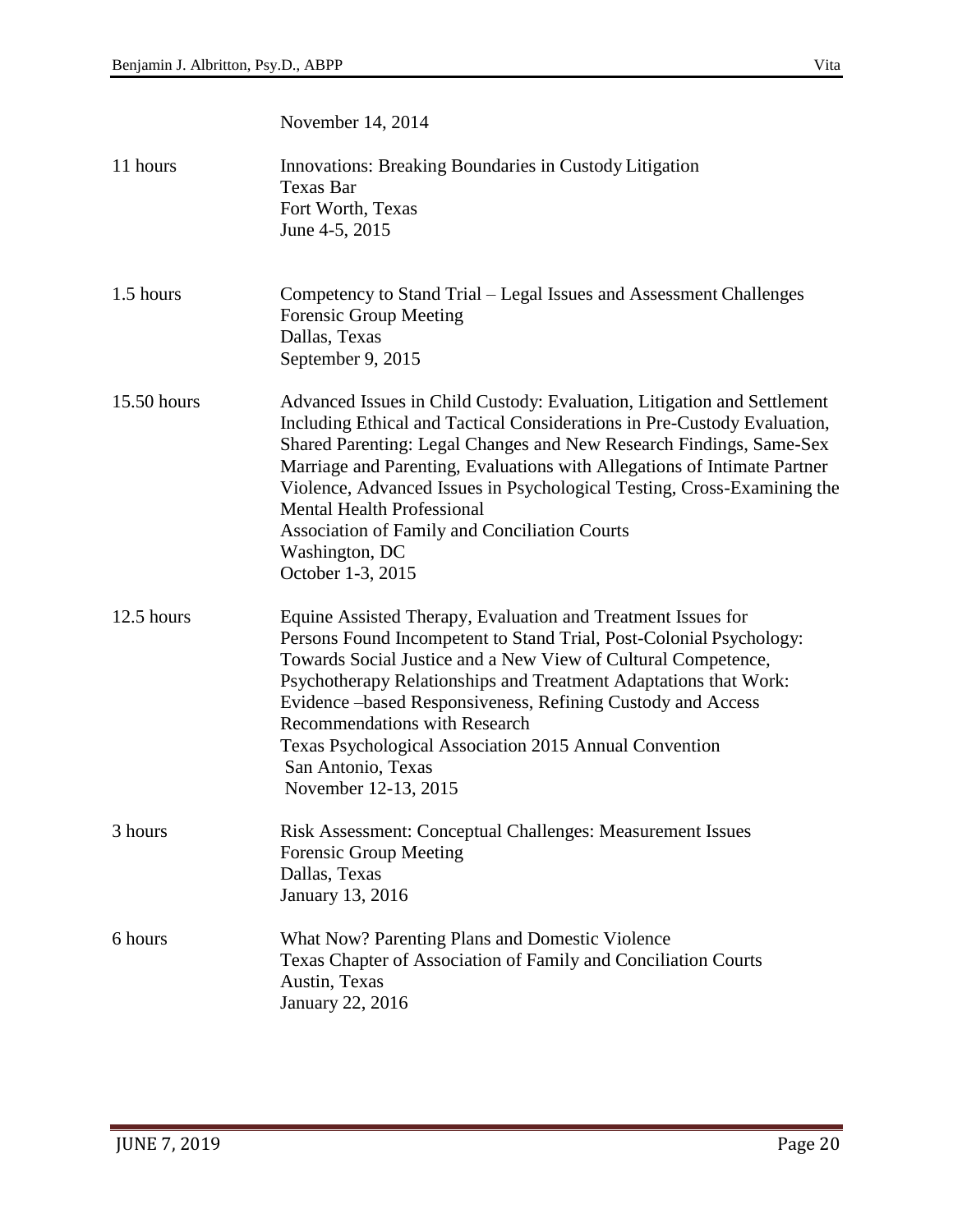| | |
|---|---|
| | November 14, 2014 |
| 11 hours | Innovations: Breaking Boundaries in Custody Litigation<br>Texas Bar<br>Fort Worth, Texas<br>June 4-5, 2015 |
| 1.5 hours | Competency to Stand Trial – Legal Issues and Assessment Challenges<br>Forensic Group Meeting<br>Dallas, Texas<br>September 9, 2015 |
| 15.50 hours | Advanced Issues in Child Custody: Evaluation, Litigation and Settlement Including Ethical and Tactical Considerations in Pre-Custody Evaluation, Shared Parenting: Legal Changes and New Research Findings, Same-Sex Marriage and Parenting, Evaluations with Allegations of Intimate Partner Violence, Advanced Issues in Psychological Testing, Cross-Examining the Mental Health Professional<br>Association of Family and Conciliation Courts<br>Washington, DC<br>October 1-3, 2015 |
| 12.5 hours | Equine Assisted Therapy, Evaluation and Treatment Issues for Persons Found Incompetent to Stand Trial, Post-Colonial Psychology: Towards Social Justice and a New View of Cultural Competence, Psychotherapy Relationships and Treatment Adaptations that Work: Evidence –based Responsiveness, Refining Custody and Access Recommendations with Research<br>Texas Psychological Association 2015 Annual Convention<br>San Antonio, Texas<br>November 12-13, 2015 |
| 3 hours | Risk Assessment: Conceptual Challenges: Measurement Issues<br>Forensic Group Meeting<br>Dallas, Texas<br>January 13, 2016 |
| 6 hours | What Now? Parenting Plans and Domestic Violence<br>Texas Chapter of Association of Family and Conciliation Courts<br>Austin, Texas<br>January 22, 2016 |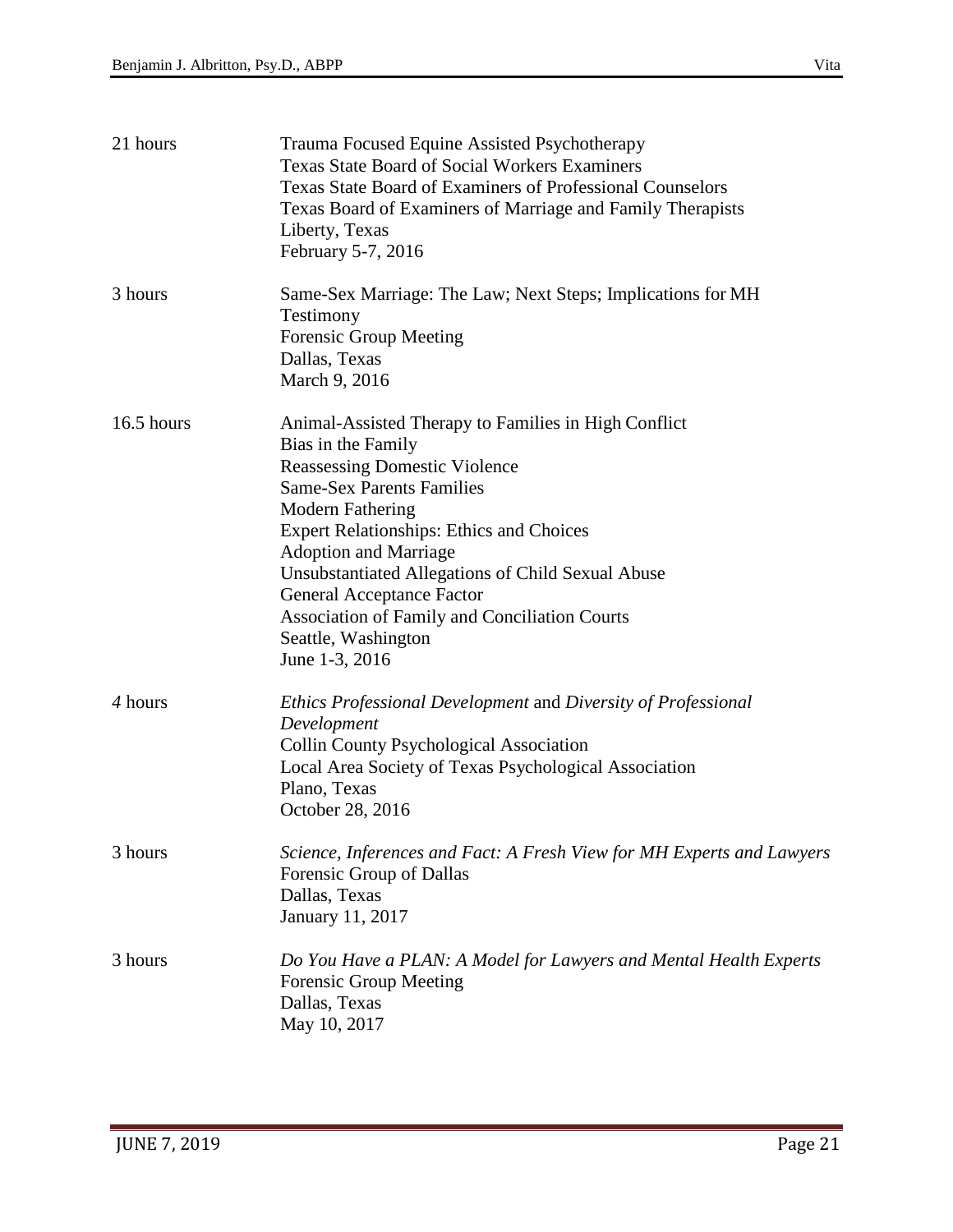| | |
|---|---|
| 21 hours | Trauma Focused Equine Assisted Psychotherapy<br>Texas State Board of Social Workers Examiners<br>Texas State Board of Examiners of Professional Counselors<br>Texas Board of Examiners of Marriage and Family Therapists<br>Liberty, Texas<br>February 5-7, 2016 |
| 3 hours | Same-Sex Marriage: The Law; Next Steps; Implications for MH Testimony<br>Forensic Group Meeting<br>Dallas, Texas<br>March 9, 2016 |
| 16.5 hours | Animal-Assisted Therapy to Families in High Conflict<br>Bias in the Family<br>Reassessing Domestic Violence<br>Same-Sex Parents Families<br>Modern Fathering<br>Expert Relationships: Ethics and Choices<br>Adoption and Marriage<br>Unsubstantiated Allegations of Child Sexual Abuse<br>General Acceptance Factor<br>Association of Family and Conciliation Courts<br>Seattle, Washington<br>June 1-3, 2016 |
| *4* hours | *Ethics Professional Development* and *Diversity of Professional Development*<br>Collin County Psychological Association<br>Local Area Society of Texas Psychological Association<br>Plano, Texas<br>October 28, 2016 |
| 3 hours | *Science, Inferences and Fact: A Fresh View for MH Experts and Lawyers*<br>Forensic Group of Dallas<br>Dallas, Texas<br>January 11, 2017 |
| 3 hours | *Do You Have a PLAN: A Model for Lawyers and Mental Health Experts*<br>Forensic Group Meeting<br>Dallas, Texas<br>May 10, 2017 |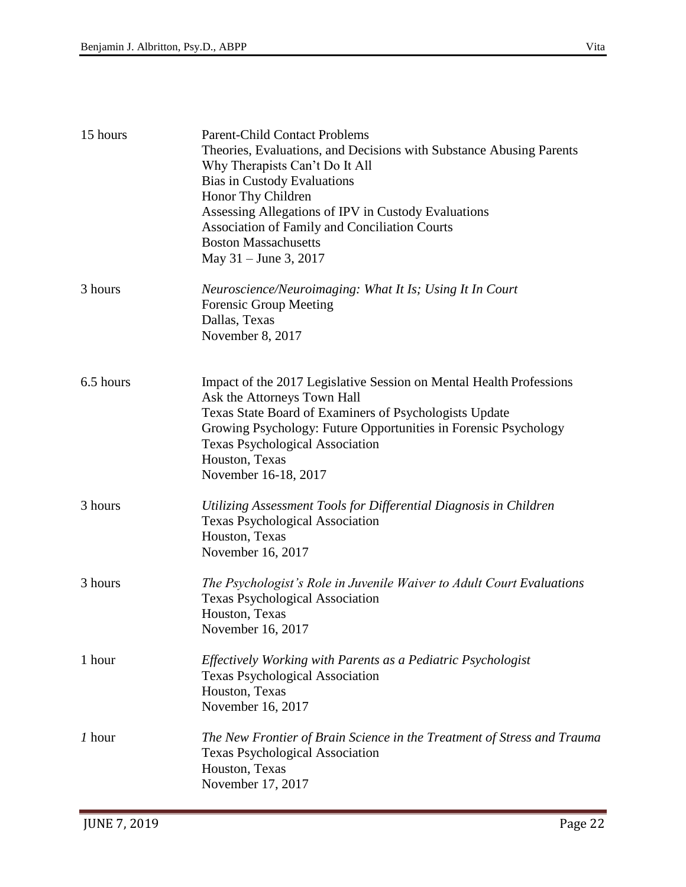| | |
|---|---|
| 15 hours | Parent-Child Contact Problems<br>Theories, Evaluations, and Decisions with Substance Abusing Parents<br>Why Therapists Can't Do It All<br>Bias in Custody Evaluations<br>Honor Thy Children<br>Assessing Allegations of IPV in Custody Evaluations<br>Association of Family and Conciliation Courts<br>Boston Massachusetts<br>May 31 – June 3, 2017 |
| 3 hours | *Neuroscience/Neuroimaging: What It Is; Using It In Court*<br>Forensic Group Meeting<br>Dallas, Texas<br>November 8, 2017 |
| 6.5 hours | Impact of the 2017 Legislative Session on Mental Health Professions<br>Ask the Attorneys Town Hall<br>Texas State Board of Examiners of Psychologists Update<br>Growing Psychology: Future Opportunities in Forensic Psychology<br>Texas Psychological Association<br>Houston, Texas<br>November 16-18, 2017 |
| 3 hours | *Utilizing Assessment Tools for Differential Diagnosis in Children*<br>Texas Psychological Association<br>Houston, Texas<br>November 16, 2017 |
| 3 hours | *The Psychologist's Role in Juvenile Waiver to Adult Court Evaluations*<br>Texas Psychological Association<br>Houston, Texas<br>November 16, 2017 |
| 1 hour | *Effectively Working with Parents as a Pediatric Psychologist*<br>Texas Psychological Association<br>Houston, Texas<br>November 16, 2017 |
| *1* hour | *The New Frontier of Brain Science in the Treatment of Stress and Trauma*<br>Texas Psychological Association<br>Houston, Texas<br>November 17, 2017 |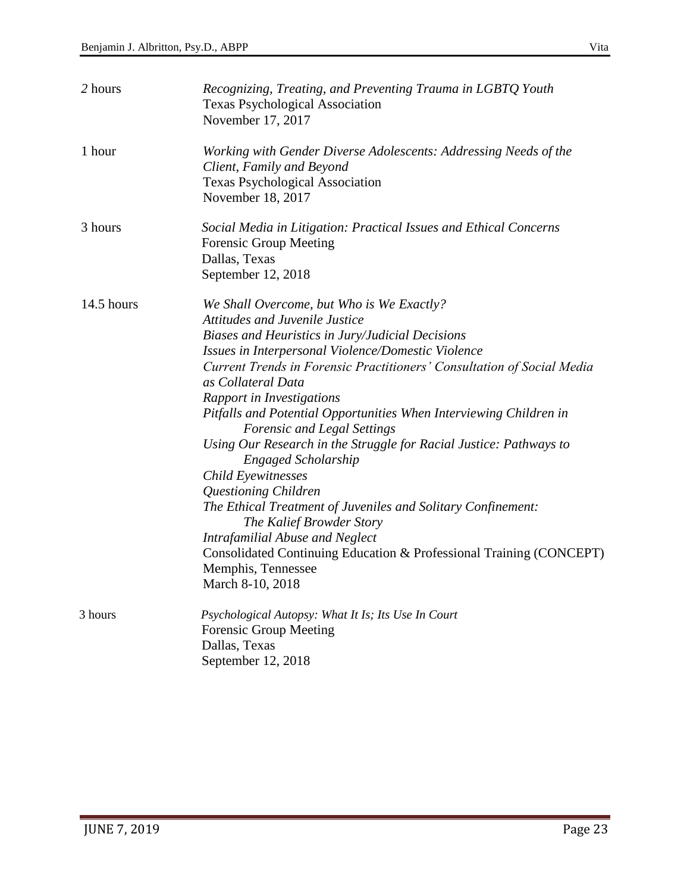| | |
|---|---|
| *2* hours | *Recognizing, Treating, and Preventing Trauma in LGBTQ Youth*<br>Texas Psychological Association<br>November 17, 2017 |
| 1 hour | *Working with Gender Diverse Adolescents: Addressing Needs of the Client, Family and Beyond*<br>Texas Psychological Association<br>November 18, 2017 |
| 3 hours | *Social Media in Litigation: Practical Issues and Ethical Concerns*<br>Forensic Group Meeting<br>Dallas, Texas<br>September 12, 2018 |
| 14.5 hours | *We Shall Overcome, but Who is We Exactly?*<br>*Attitudes and Juvenile Justice*<br>*Biases and Heuristics in Jury/Judicial Decisions*<br>*Issues in Interpersonal Violence/Domestic Violence*<br>*Current Trends in Forensic Practitioners' Consultation of Social Media as Collateral Data*<br>*Rapport in Investigations*<br>*Pitfalls and Potential Opportunities When Interviewing Children in Forensic and Legal Settings*<br>*Using Our Research in the Struggle for Racial Justice: Pathways to Engaged Scholarship*<br>*Child Eyewitnesses*<br>*Questioning Children*<br>*The Ethical Treatment of Juveniles and Solitary Confinement: The Kalief Browder Story*<br>*Intrafamilial Abuse and Neglect*<br>Consolidated Continuing Education & Professional Training (CONCEPT)<br>Memphis, Tennessee<br>March 8-10, 2018 |
| 3 hours | *Psychological Autopsy: What It Is; Its Use In Court*<br>Forensic Group Meeting<br>Dallas, Texas<br>September 12, 2018 |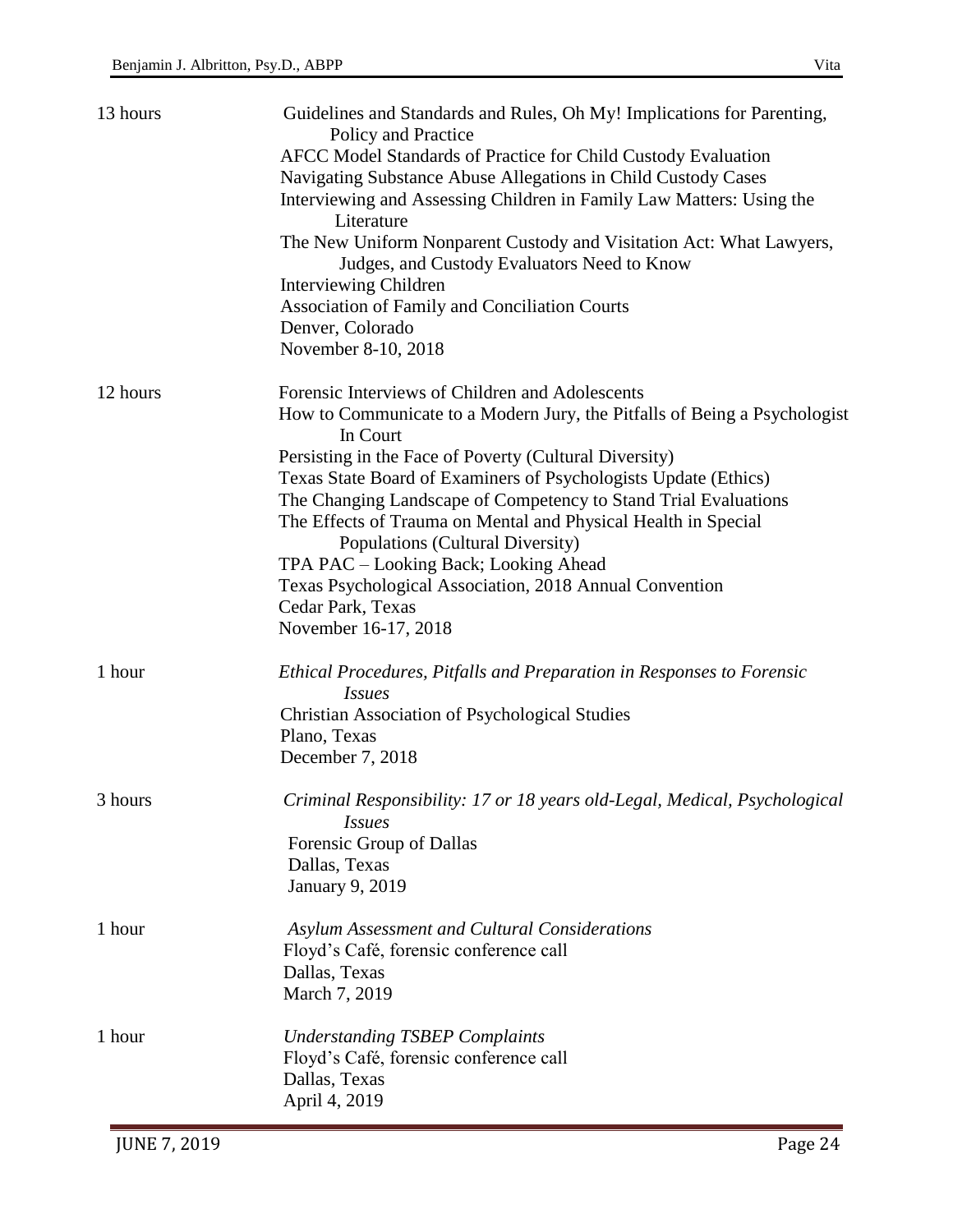| | |
|---|---|
| 13 hours | Guidelines and Standards and Rules, Oh My! Implications for Parenting, Policy and Practice<br>AFCC Model Standards of Practice for Child Custody Evaluation<br>Navigating Substance Abuse Allegations in Child Custody Cases<br>Interviewing and Assessing Children in Family Law Matters: Using the Literature<br>The New Uniform Nonparent Custody and Visitation Act: What Lawyers, Judges, and Custody Evaluators Need to Know<br>Interviewing Children<br>Association of Family and Conciliation Courts<br>Denver, Colorado<br>November 8-10, 2018 |
| 12 hours | Forensic Interviews of Children and Adolescents<br>How to Communicate to a Modern Jury, the Pitfalls of Being a Psychologist In Court<br>Persisting in the Face of Poverty (Cultural Diversity)<br>Texas State Board of Examiners of Psychologists Update (Ethics)<br>The Changing Landscape of Competency to Stand Trial Evaluations<br>The Effects of Trauma on Mental and Physical Health in Special Populations (Cultural Diversity)<br>TPA PAC – Looking Back; Looking Ahead<br>Texas Psychological Association, 2018 Annual Convention<br>Cedar Park, Texas<br>November 16-17, 2018 |
| 1 hour | *Ethical Procedures, Pitfalls and Preparation in Responses to Forensic Issues*<br>Christian Association of Psychological Studies<br>Plano, Texas<br>December 7, 2018 |
| 3 hours | *Criminal Responsibility: 17 or 18 years old-Legal, Medical, Psychological Issues*<br>Forensic Group of Dallas<br>Dallas, Texas<br>January 9, 2019 |
| 1 hour | *Asylum Assessment and Cultural Considerations*<br>Floyd's Café, forensic conference call<br>Dallas, Texas<br>March 7, 2019 |
| 1 hour | *Understanding TSBEP Complaints*<br>Floyd's Café, forensic conference call<br>Dallas, Texas<br>April 4, 2019 |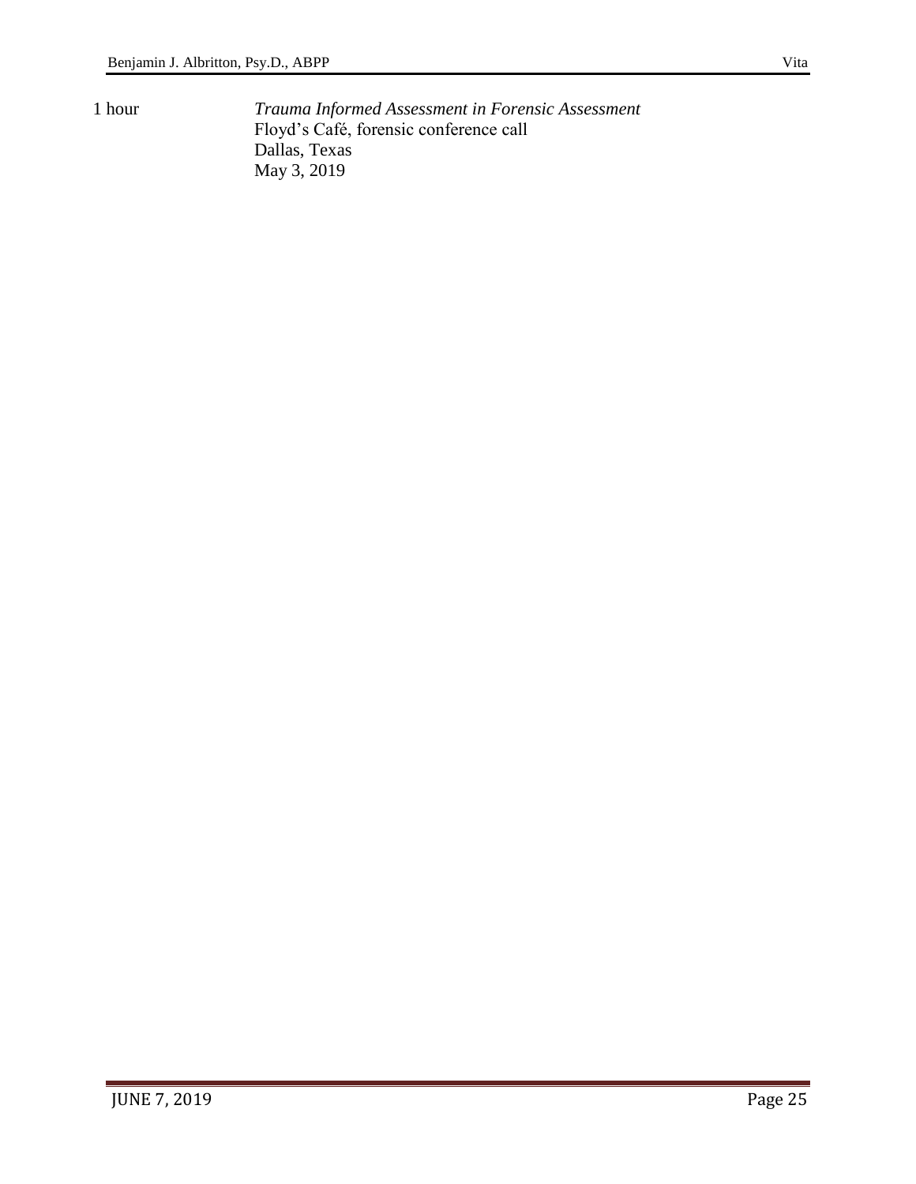1 hour *Trauma Informed Assessment in Forensic Assessment*
Floyd's Café, forensic conference call
Dallas, Texas
May 3, 2019